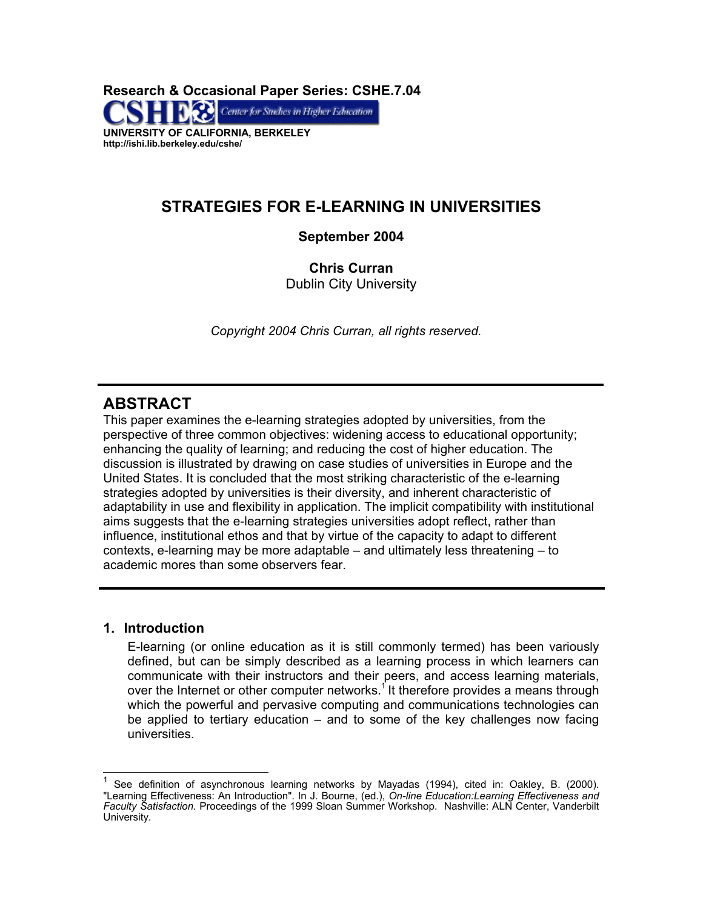**Research & Occasional Paper Series: CSHE.7.04**

CSHE Center for Studies in Higher Education

**UNIVERSITY OF CALIFORNIA, BERKELEY**
**http://ishi.lib.berkeley.edu/cshe/**

# STRATEGIES FOR E-LEARNING IN UNIVERSITIES

**September 2004**

**Chris Curran**
Dublin City University

*Copyright 2004 Chris Curran, all rights reserved.*

---

## ABSTRACT

This paper examines the e-learning strategies adopted by universities, from the perspective of three common objectives: widening access to educational opportunity; enhancing the quality of learning; and reducing the cost of higher education. The discussion is illustrated by drawing on case studies of universities in Europe and the United States. It is concluded that the most striking characteristic of the e-learning strategies adopted by universities is their diversity, and inherent characteristic of adaptability in use and flexibility in application. The implicit compatibility with institutional aims suggests that the e-learning strategies universities adopt reflect, rather than influence, institutional ethos and that by virtue of the capacity to adapt to different contexts, e-learning may be more adaptable – and ultimately less threatening – to academic mores than some observers fear.

---

### 1. Introduction

E-learning (or online education as it is still commonly termed) has been variously defined, but can be simply described as a learning process in which learners can communicate with their instructors and their peers, and access learning materials, over the Internet or other computer networks.[1] It therefore provides a means through which the powerful and pervasive computing and communications technologies can be applied to tertiary education – and to some of the key challenges now facing universities.

---

[1] See definition of asynchronous learning networks by Mayadas (1994), cited in: Oakley, B. (2000). "Learning Effectiveness: An Introduction". In J. Bourne, (ed.), *On-line Education:Learning Effectiveness and Faculty Satisfaction.* Proceedings of the 1999 Sloan Summer Workshop. Nashville: ALN Center, Vanderbilt University.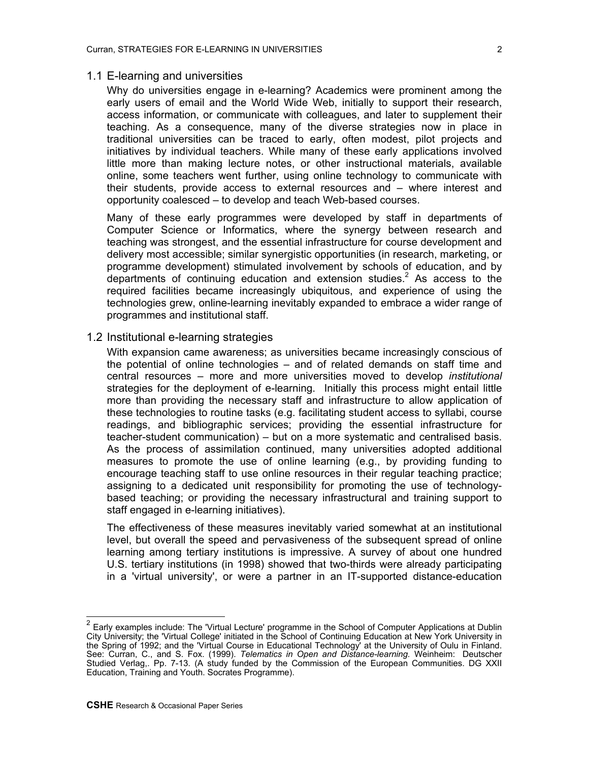## 1.1 E-learning and universities

Why do universities engage in e-learning? Academics were prominent among the early users of email and the World Wide Web, initially to support their research, access information, or communicate with colleagues, and later to supplement their teaching. As a consequence, many of the diverse strategies now in place in traditional universities can be traced to early, often modest, pilot projects and initiatives by individual teachers. While many of these early applications involved little more than making lecture notes, or other instructional materials, available online, some teachers went further, using online technology to communicate with their students, provide access to external resources and – where interest and opportunity coalesced – to develop and teach Web-based courses.

Many of these early programmes were developed by staff in departments of Computer Science or Informatics, where the synergy between research and teaching was strongest, and the essential infrastructure for course development and delivery most accessible; similar synergistic opportunities (in research, marketing, or programme development) stimulated involvement by schools of education, and by departments of continuing education and extension studies.[2] As access to the required facilities became increasingly ubiquitous, and experience of using the technologies grew, online-learning inevitably expanded to embrace a wider range of programmes and institutional staff.

## 1.2 Institutional e-learning strategies

With expansion came awareness; as universities became increasingly conscious of the potential of online technologies – and of related demands on staff time and central resources – more and more universities moved to develop *institutional* strategies for the deployment of e-learning. Initially this process might entail little more than providing the necessary staff and infrastructure to allow application of these technologies to routine tasks (e.g. facilitating student access to syllabi, course readings, and bibliographic services; providing the essential infrastructure for teacher-student communication) – but on a more systematic and centralised basis. As the process of assimilation continued, many universities adopted additional measures to promote the use of online learning (e.g., by providing funding to encourage teaching staff to use online resources in their regular teaching practice; assigning to a dedicated unit responsibility for promoting the use of technology-based teaching; or providing the necessary infrastructural and training support to staff engaged in e-learning initiatives).

The effectiveness of these measures inevitably varied somewhat at an institutional level, but overall the speed and pervasiveness of the subsequent spread of online learning among tertiary institutions is impressive. A survey of about one hundred U.S. tertiary institutions (in 1998) showed that two-thirds were already participating in a 'virtual university', or were a partner in an IT-supported distance-education

---

[2] Early examples include: The 'Virtual Lecture' programme in the School of Computer Applications at Dublin City University; the 'Virtual College' initiated in the School of Continuing Education at New York University in the Spring of 1992; and the 'Virtual Course in Educational Technology' at the University of Oulu in Finland. See: Curran, C., and S. Fox. (1999). *Telematics in Open and Distance-learning*. Weinheim: Deutscher Studied Verlag,. Pp. 7-13. (A study funded by the Commission of the European Communities. DG XXII Education, Training and Youth. Socrates Programme).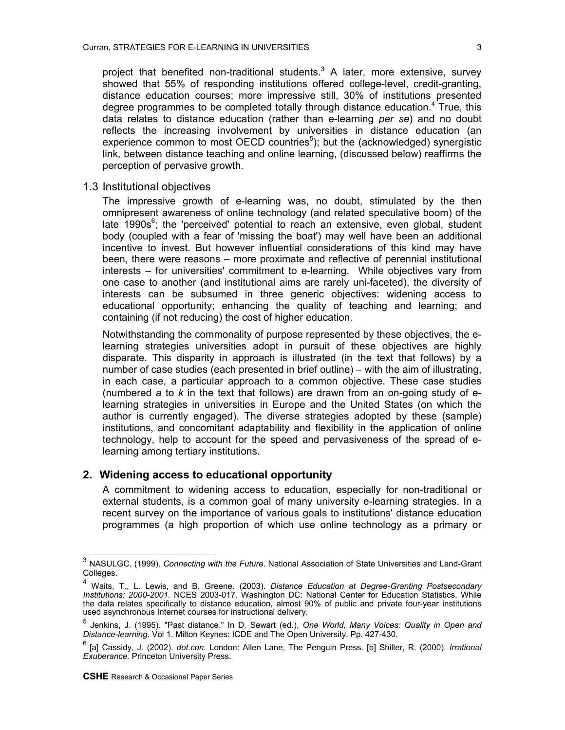project that benefited non-traditional students.[3] A later, more extensive, survey showed that 55% of responding institutions offered college-level, credit-granting, distance education courses; more impressive still, 30% of institutions presented degree programmes to be completed totally through distance education.[4] True, this data relates to distance education (rather than e-learning *per se*) and no doubt reflects the increasing involvement by universities in distance education (an experience common to most OECD countries[5]); but the (acknowledged) synergistic link, between distance teaching and online learning, (discussed below) reaffirms the perception of pervasive growth.

### 1.3 Institutional objectives

The impressive growth of e-learning was, no doubt, stimulated by the then omnipresent awareness of online technology (and related speculative boom) of the late 1990s[6]; the 'perceived' potential to reach an extensive, even global, student body (coupled with a fear of 'missing the boat') may well have been an additional incentive to invest. But however influential considerations of this kind may have been, there were reasons – more proximate and reflective of perennial institutional interests – for universities' commitment to e-learning. While objectives vary from one case to another (and institutional aims are rarely uni-faceted), the diversity of interests can be subsumed in three generic objectives: widening access to educational opportunity; enhancing the quality of teaching and learning; and containing (if not reducing) the cost of higher education.

Notwithstanding the commonality of purpose represented by these objectives, the e-learning strategies universities adopt in pursuit of these objectives are highly disparate. This disparity in approach is illustrated (in the text that follows) by a number of case studies (each presented in brief outline) – with the aim of illustrating, in each case, a particular approach to a common objective. These case studies (numbered *a* to *k* in the text that follows) are drawn from an on-going study of e-learning strategies in universities in Europe and the United States (on which the author is currently engaged). The diverse strategies adopted by these (sample) institutions, and concomitant adaptability and flexibility in the application of online technology, help to account for the speed and pervasiveness of the spread of e-learning among tertiary institutions.

## 2. Widening access to educational opportunity

A commitment to widening access to education, especially for non-traditional or external students, is a common goal of many university e-learning strategies. In a recent survey on the importance of various goals to institutions' distance education programmes (a high proportion of which use online technology as a primary or

---

[3] NASULGC. (1999). *Connecting with the Future*. National Association of State Universities and Land-Grant Colleges.

[4] Waits, T., L. Lewis, and B. Greene. (2003). *Distance Education at Degree-Granting Postsecondary Institutions: 2000-2001.* NCES 2003-017. Washington DC: National Center for Education Statistics. While the data relates specifically to distance education, almost 90% of public and private four-year institutions used asynchronous Internet courses for instructional delivery.

[5] Jenkins, J. (1995). "Past distance." In D. Sewart (ed.), *One World, Many Voices: Quality in Open and Distance-learning.* Vol 1. Milton Keynes: ICDE and The Open University. Pp. 427-430.

[6] [a] Cassidy, J. (2002). *dot.con.* London: Allen Lane, The Penguin Press. [b] Shiller, R. (2000). *Irrational Exuberance.* Princeton University Press.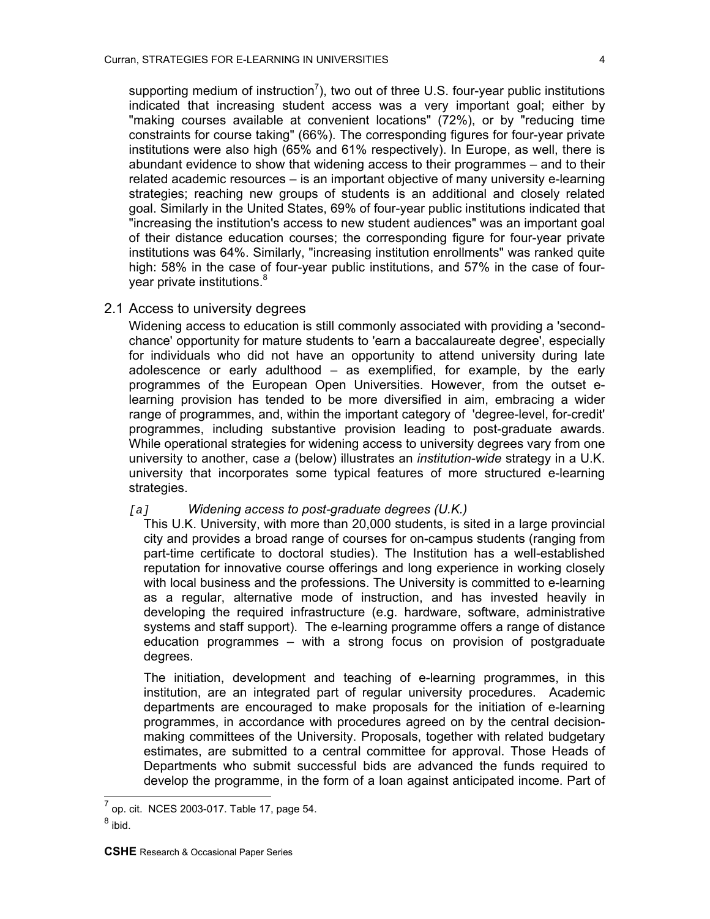supporting medium of instruction[7]), two out of three U.S. four-year public institutions indicated that increasing student access was a very important goal; either by "making courses available at convenient locations" (72%), or by "reducing time constraints for course taking" (66%). The corresponding figures for four-year private institutions were also high (65% and 61% respectively). In Europe, as well, there is abundant evidence to show that widening access to their programmes – and to their related academic resources – is an important objective of many university e-learning strategies; reaching new groups of students is an additional and closely related goal. Similarly in the United States, 69% of four-year public institutions indicated that "increasing the institution's access to new student audiences" was an important goal of their distance education courses; the corresponding figure for four-year private institutions was 64%. Similarly, "increasing institution enrollments" was ranked quite high: 58% in the case of four-year public institutions, and 57% in the case of four-year private institutions.[8]

## 2.1 Access to university degrees

Widening access to education is still commonly associated with providing a 'second-chance' opportunity for mature students to 'earn a baccalaureate degree', especially for individuals who did not have an opportunity to attend university during late adolescence or early adulthood – as exemplified, for example, by the early programmes of the European Open Universities. However, from the outset e-learning provision has tended to be more diversified in aim, embracing a wider range of programmes, and, within the important category of 'degree-level, for-credit' programmes, including substantive provision leading to post-graduate awards. While operational strategies for widening access to university degrees vary from one university to another, case *a* (below) illustrates an *institution-wide* strategy in a U.K. university that incorporates some typical features of more structured e-learning strategies.

*[a]* *Widening access to post-graduate degrees (U.K.)*

This U.K. University, with more than 20,000 students, is sited in a large provincial city and provides a broad range of courses for on-campus students (ranging from part-time certificate to doctoral studies). The Institution has a well-established reputation for innovative course offerings and long experience in working closely with local business and the professions. The University is committed to e-learning as a regular, alternative mode of instruction, and has invested heavily in developing the required infrastructure (e.g. hardware, software, administrative systems and staff support). The e-learning programme offers a range of distance education programmes – with a strong focus on provision of postgraduate degrees.

The initiation, development and teaching of e-learning programmes, in this institution, are an integrated part of regular university procedures. Academic departments are encouraged to make proposals for the initiation of e-learning programmes, in accordance with procedures agreed on by the central decision-making committees of the University. Proposals, together with related budgetary estimates, are submitted to a central committee for approval. Those Heads of Departments who submit successful bids are advanced the funds required to develop the programme, in the form of a loan against anticipated income. Part of

---

[7] op. cit. NCES 2003-017. Table 17, page 54.

[8] ibid.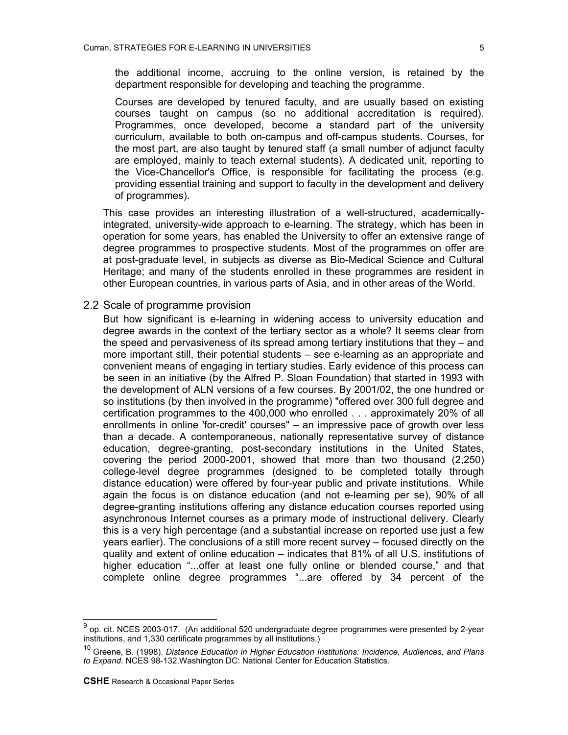the additional income, accruing to the online version, is retained by the department responsible for developing and teaching the programme.

Courses are developed by tenured faculty, and are usually based on existing courses taught on campus (so no additional accreditation is required). Programmes, once developed, become a standard part of the university curriculum, available to both on-campus and off-campus students. Courses, for the most part, are also taught by tenured staff (a small number of adjunct faculty are employed, mainly to teach external students). A dedicated unit, reporting to the Vice-Chancellor's Office, is responsible for facilitating the process (e.g. providing essential training and support to faculty in the development and delivery of programmes).

This case provides an interesting illustration of a well-structured, academically-integrated, university-wide approach to e-learning. The strategy, which has been in operation for some years, has enabled the University to offer an extensive range of degree programmes to prospective students. Most of the programmes on offer are at post-graduate level, in subjects as diverse as Bio-Medical Science and Cultural Heritage; and many of the students enrolled in these programmes are resident in other European countries, in various parts of Asia, and in other areas of the World.

## 2.2 Scale of programme provision

But how significant is e-learning in widening access to university education and degree awards in the context of the tertiary sector as a whole? It seems clear from the speed and pervasiveness of its spread among tertiary institutions that they – and more important still, their potential students – see e-learning as an appropriate and convenient means of engaging in tertiary studies. Early evidence of this process can be seen in an initiative (by the Alfred P. Sloan Foundation) that started in 1993 with the development of ALN versions of a few courses. By 2001/02, the one hundred or so institutions (by then involved in the programme) "offered over 300 full degree and certification programmes to the 400,000 who enrolled . . . approximately 20% of all enrollments in online 'for-credit' courses" – an impressive pace of growth over less than a decade. A contemporaneous, nationally representative survey of distance education, degree-granting, post-secondary institutions in the United States, covering the period 2000-2001, showed that more than two thousand (2,250) college-level degree programmes (designed to be completed totally through distance education) were offered by four-year public and private institutions. While again the focus is on distance education (and not e-learning per se), 90% of all degree-granting institutions offering any distance education courses reported using asynchronous Internet courses as a primary mode of instructional delivery. Clearly this is a very high percentage (and a substantial increase on reported use just a few years earlier). The conclusions of a still more recent survey – focused directly on the quality and extent of online education – indicates that 81% of all U.S. institutions of higher education "...offer at least one fully online or blended course," and that complete online degree programmes "...are offered by 34 percent of the

---

[9] op. cit. NCES 2003-017. (An additional 520 undergraduate degree programmes were presented by 2-year institutions, and 1,330 certificate programmes by all institutions.)

[10] Greene, B. (1998). *Distance Education in Higher Education Institutions: Incidence, Audiences, and Plans to Expand*. NCES 98-132.Washington DC: National Center for Education Statistics.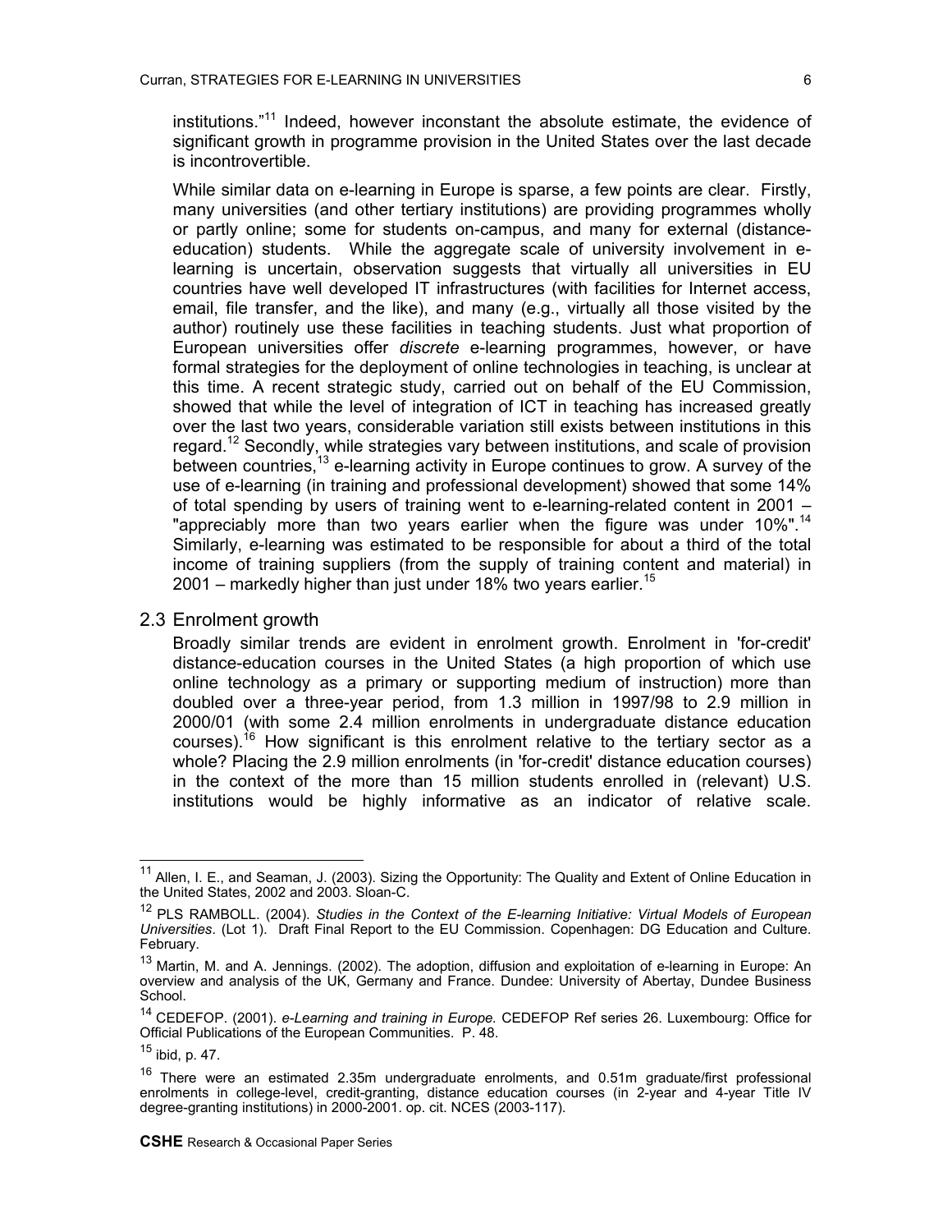institutions."[11] Indeed, however inconstant the absolute estimate, the evidence of significant growth in programme provision in the United States over the last decade is incontrovertible.

While similar data on e-learning in Europe is sparse, a few points are clear. Firstly, many universities (and other tertiary institutions) are providing programmes wholly or partly online; some for students on-campus, and many for external (distance-education) students. While the aggregate scale of university involvement in e-learning is uncertain, observation suggests that virtually all universities in EU countries have well developed IT infrastructures (with facilities for Internet access, email, file transfer, and the like), and many (e.g., virtually all those visited by the author) routinely use these facilities in teaching students. Just what proportion of European universities offer *discrete* e-learning programmes, however, or have formal strategies for the deployment of online technologies in teaching, is unclear at this time. A recent strategic study, carried out on behalf of the EU Commission, showed that while the level of integration of ICT in teaching has increased greatly over the last two years, considerable variation still exists between institutions in this regard.[12] Secondly, while strategies vary between institutions, and scale of provision between countries,[13] e-learning activity in Europe continues to grow. A survey of the use of e-learning (in training and professional development) showed that some 14% of total spending by users of training went to e-learning-related content in 2001 – "appreciably more than two years earlier when the figure was under 10%".[14] Similarly, e-learning was estimated to be responsible for about a third of the total income of training suppliers (from the supply of training content and material) in 2001 – markedly higher than just under 18% two years earlier.[15]

## 2.3 Enrolment growth

Broadly similar trends are evident in enrolment growth. Enrolment in 'for-credit' distance-education courses in the United States (a high proportion of which use online technology as a primary or supporting medium of instruction) more than doubled over a three-year period, from 1.3 million in 1997/98 to 2.9 million in 2000/01 (with some 2.4 million enrolments in undergraduate distance education courses).[16] How significant is this enrolment relative to the tertiary sector as a whole? Placing the 2.9 million enrolments (in 'for-credit' distance education courses) in the context of the more than 15 million students enrolled in (relevant) U.S. institutions would be highly informative as an indicator of relative scale.

---

[11] Allen, I. E., and Seaman, J. (2003). Sizing the Opportunity: The Quality and Extent of Online Education in the United States, 2002 and 2003. Sloan-C.

[12] PLS RAMBOLL. (2004). *Studies in the Context of the E-learning Initiative: Virtual Models of European Universities*. (Lot 1). Draft Final Report to the EU Commission. Copenhagen: DG Education and Culture. February.

[13] Martin, M. and A. Jennings. (2002). The adoption, diffusion and exploitation of e-learning in Europe: An overview and analysis of the UK, Germany and France. Dundee: University of Abertay, Dundee Business School.

[14] CEDEFOP. (2001). *e-Learning and training in Europe.* CEDEFOP Ref series 26. Luxembourg: Office for Official Publications of the European Communities. P. 48.

[15] ibid, p. 47.

[16] There were an estimated 2.35m undergraduate enrolments, and 0.51m graduate/first professional enrolments in college-level, credit-granting, distance education courses (in 2-year and 4-year Title IV degree-granting institutions) in 2000-2001. op. cit. NCES (2003-117).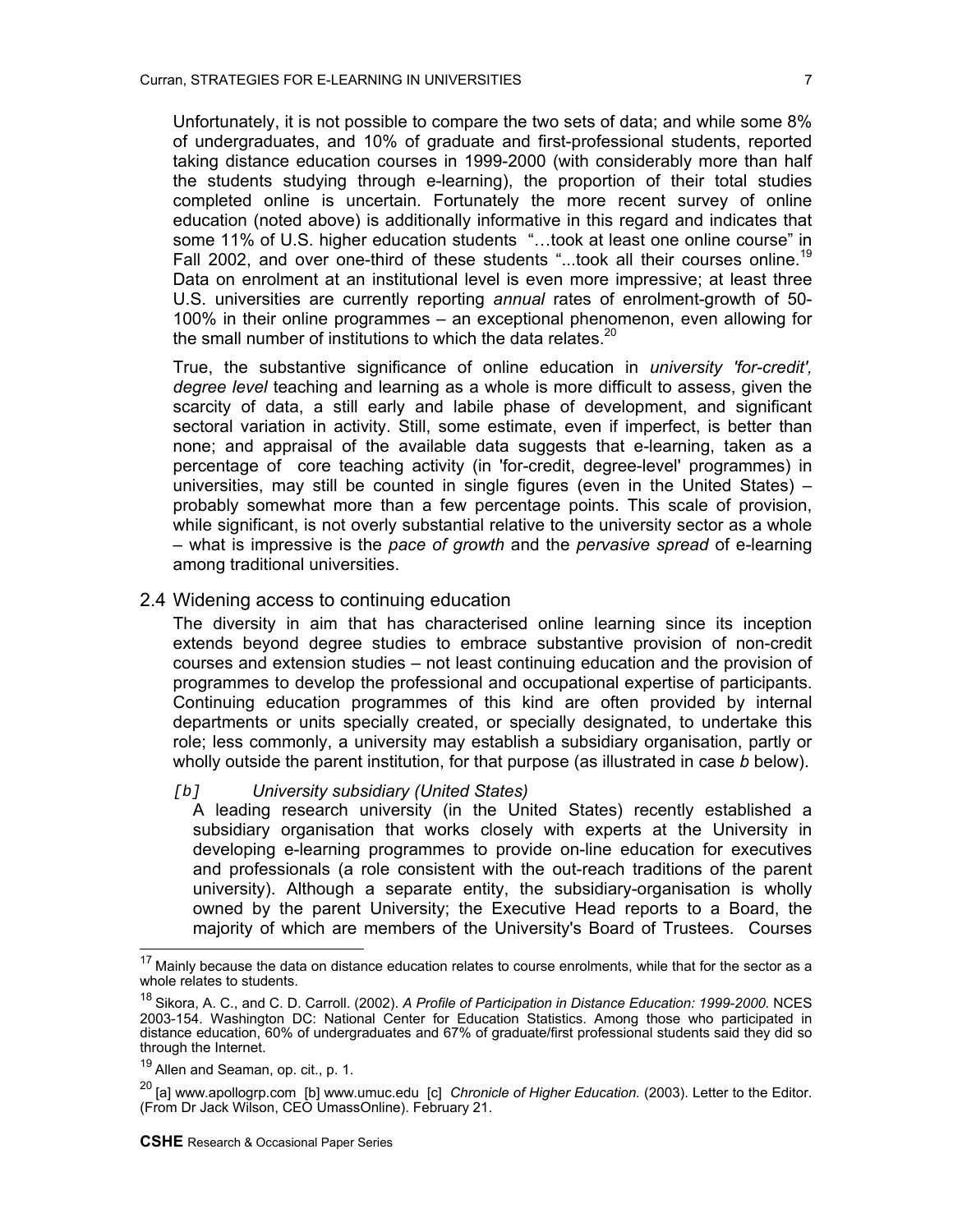Unfortunately, it is not possible to compare the two sets of data; and while some 8% of undergraduates, and 10% of graduate and first-professional students, reported taking distance education courses in 1999-2000 (with considerably more than half the students studying through e-learning), the proportion of their total studies completed online is uncertain. Fortunately the more recent survey of online education (noted above) is additionally informative in this regard and indicates that some 11% of U.S. higher education students "…took at least one online course" in Fall 2002, and over one-third of these students "...took all their courses online.[19] Data on enrolment at an institutional level is even more impressive; at least three U.S. universities are currently reporting *annual* rates of enrolment-growth of 50-100% in their online programmes – an exceptional phenomenon, even allowing for the small number of institutions to which the data relates.[20]

True, the substantive significance of online education in *university 'for-credit', degree level* teaching and learning as a whole is more difficult to assess, given the scarcity of data, a still early and labile phase of development, and significant sectoral variation in activity. Still, some estimate, even if imperfect, is better than none; and appraisal of the available data suggests that e-learning, taken as a percentage of core teaching activity (in 'for-credit, degree-level' programmes) in universities, may still be counted in single figures (even in the United States) – probably somewhat more than a few percentage points. This scale of provision, while significant, is not overly substantial relative to the university sector as a whole – what is impressive is the *pace of growth* and the *pervasive spread* of e-learning among traditional universities.

## 2.4 Widening access to continuing education

The diversity in aim that has characterised online learning since its inception extends beyond degree studies to embrace substantive provision of non-credit courses and extension studies – not least continuing education and the provision of programmes to develop the professional and occupational expertise of participants. Continuing education programmes of this kind are often provided by internal departments or units specially created, or specially designated, to undertake this role; less commonly, a university may establish a subsidiary organisation, partly or wholly outside the parent institution, for that purpose (as illustrated in case *b* below).

*[b] University subsidiary (United States)*

A leading research university (in the United States) recently established a subsidiary organisation that works closely with experts at the University in developing e-learning programmes to provide on-line education for executives and professionals (a role consistent with the out-reach traditions of the parent university). Although a separate entity, the subsidiary-organisation is wholly owned by the parent University; the Executive Head reports to a Board, the majority of which are members of the University's Board of Trustees. Courses

---

[17] Mainly because the data on distance education relates to course enrolments, while that for the sector as a whole relates to students.

[18] Sikora, A. C., and C. D. Carroll. (2002). *A Profile of Participation in Distance Education: 1999-2000.* NCES 2003-154. Washington DC: National Center for Education Statistics. Among those who participated in distance education, 60% of undergraduates and 67% of graduate/first professional students said they did so through the Internet.

[19] Allen and Seaman, op. cit., p. 1.

[20] [a] www.apollogrp.com [b] www.umuc.edu [c] *Chronicle of Higher Education.* (2003). Letter to the Editor. (From Dr Jack Wilson, CEO UmassOnline). February 21.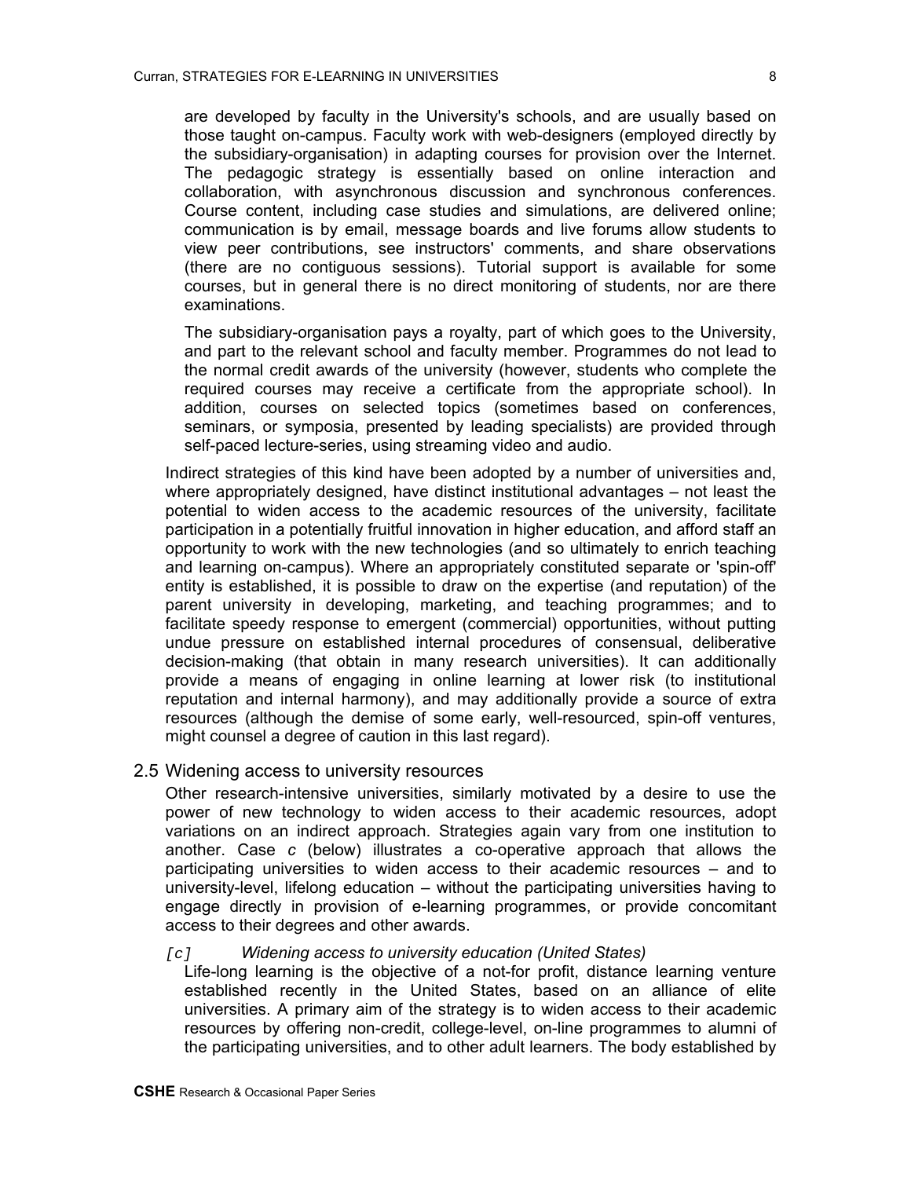are developed by faculty in the University's schools, and are usually based on those taught on-campus. Faculty work with web-designers (employed directly by the subsidiary-organisation) in adapting courses for provision over the Internet. The pedagogic strategy is essentially based on online interaction and collaboration, with asynchronous discussion and synchronous conferences. Course content, including case studies and simulations, are delivered online; communication is by email, message boards and live forums allow students to view peer contributions, see instructors' comments, and share observations (there are no contiguous sessions). Tutorial support is available for some courses, but in general there is no direct monitoring of students, nor are there examinations.

The subsidiary-organisation pays a royalty, part of which goes to the University, and part to the relevant school and faculty member. Programmes do not lead to the normal credit awards of the university (however, students who complete the required courses may receive a certificate from the appropriate school). In addition, courses on selected topics (sometimes based on conferences, seminars, or symposia, presented by leading specialists) are provided through self-paced lecture-series, using streaming video and audio.

Indirect strategies of this kind have been adopted by a number of universities and, where appropriately designed, have distinct institutional advantages – not least the potential to widen access to the academic resources of the university, facilitate participation in a potentially fruitful innovation in higher education, and afford staff an opportunity to work with the new technologies (and so ultimately to enrich teaching and learning on-campus). Where an appropriately constituted separate or 'spin-off' entity is established, it is possible to draw on the expertise (and reputation) of the parent university in developing, marketing, and teaching programmes; and to facilitate speedy response to emergent (commercial) opportunities, without putting undue pressure on established internal procedures of consensual, deliberative decision-making (that obtain in many research universities). It can additionally provide a means of engaging in online learning at lower risk (to institutional reputation and internal harmony), and may additionally provide a source of extra resources (although the demise of some early, well-resourced, spin-off ventures, might counsel a degree of caution in this last regard).

## 2.5 Widening access to university resources

Other research-intensive universities, similarly motivated by a desire to use the power of new technology to widen access to their academic resources, adopt variations on an indirect approach. Strategies again vary from one institution to another. Case *c* (below) illustrates a co-operative approach that allows the participating universities to widen access to their academic resources – and to university-level, lifelong education – without the participating universities having to engage directly in provision of e-learning programmes, or provide concomitant access to their degrees and other awards.

*[c]* *Widening access to university education (United States)*

Life-long learning is the objective of a not-for profit, distance learning venture established recently in the United States, based on an alliance of elite universities. A primary aim of the strategy is to widen access to their academic resources by offering non-credit, college-level, on-line programmes to alumni of the participating universities, and to other adult learners. The body established by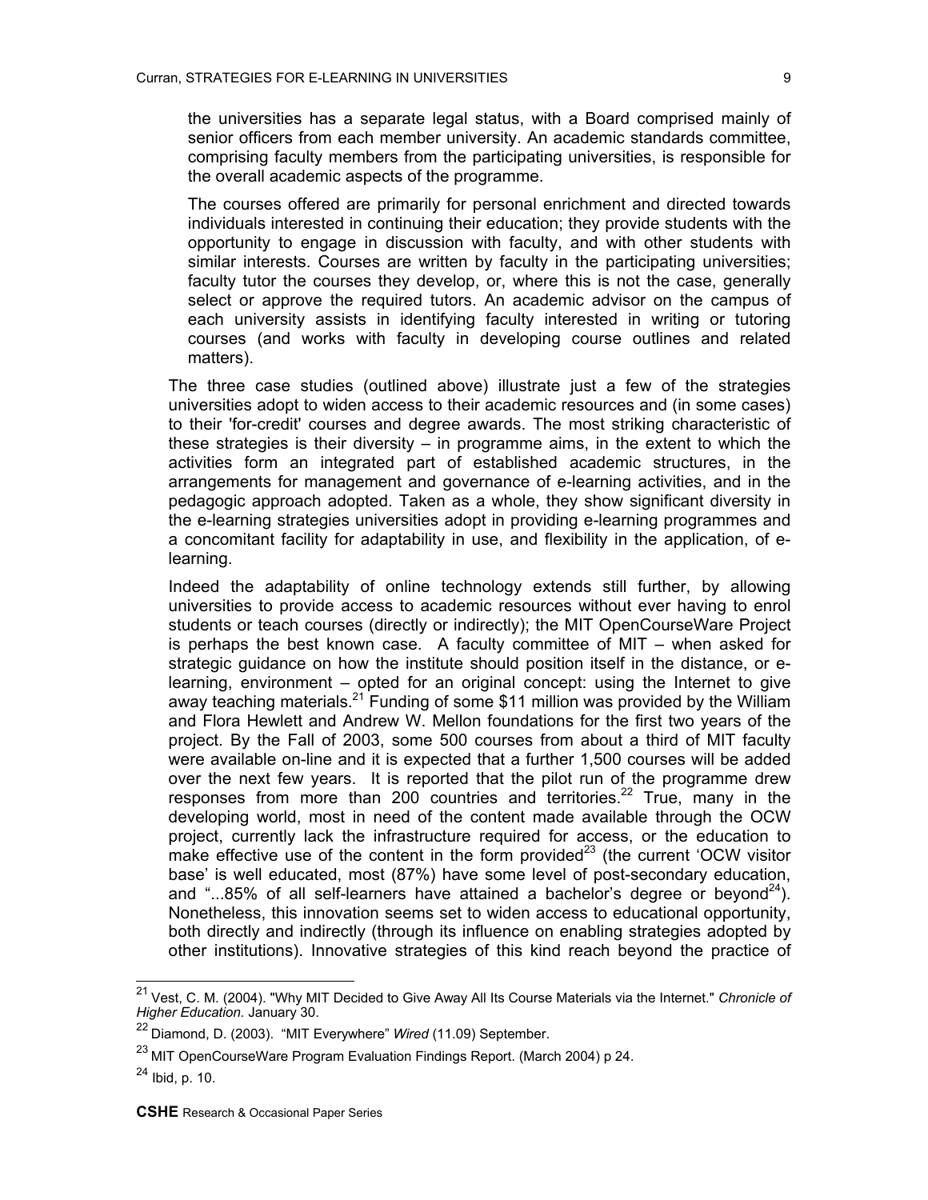the universities has a separate legal status, with a Board comprised mainly of senior officers from each member university. An academic standards committee, comprising faculty members from the participating universities, is responsible for the overall academic aspects of the programme.

The courses offered are primarily for personal enrichment and directed towards individuals interested in continuing their education; they provide students with the opportunity to engage in discussion with faculty, and with other students with similar interests. Courses are written by faculty in the participating universities; faculty tutor the courses they develop, or, where this is not the case, generally select or approve the required tutors. An academic advisor on the campus of each university assists in identifying faculty interested in writing or tutoring courses (and works with faculty in developing course outlines and related matters).

The three case studies (outlined above) illustrate just a few of the strategies universities adopt to widen access to their academic resources and (in some cases) to their 'for-credit' courses and degree awards. The most striking characteristic of these strategies is their diversity – in programme aims, in the extent to which the activities form an integrated part of established academic structures, in the arrangements for management and governance of e-learning activities, and in the pedagogic approach adopted. Taken as a whole, they show significant diversity in the e-learning strategies universities adopt in providing e-learning programmes and a concomitant facility for adaptability in use, and flexibility in the application, of e-learning.

Indeed the adaptability of online technology extends still further, by allowing universities to provide access to academic resources without ever having to enrol students or teach courses (directly or indirectly); the MIT OpenCourseWare Project is perhaps the best known case. A faculty committee of MIT – when asked for strategic guidance on how the institute should position itself in the distance, or e-learning, environment – opted for an original concept: using the Internet to give away teaching materials.[21] Funding of some $11 million was provided by the William and Flora Hewlett and Andrew W. Mellon foundations for the first two years of the project. By the Fall of 2003, some 500 courses from about a third of MIT faculty were available on-line and it is expected that a further 1,500 courses will be added over the next few years. It is reported that the pilot run of the programme drew responses from more than 200 countries and territories.[22] True, many in the developing world, most in need of the content made available through the OCW project, currently lack the infrastructure required for access, or the education to make effective use of the content in the form provided[23] (the current 'OCW visitor base' is well educated, most (87%) have some level of post-secondary education, and "...85% of all self-learners have attained a bachelor's degree or beyond[24]). Nonetheless, this innovation seems set to widen access to educational opportunity, both directly and indirectly (through its influence on enabling strategies adopted by other institutions). Innovative strategies of this kind reach beyond the practice of

---

[21] Vest, C. M. (2004). "Why MIT Decided to Give Away All Its Course Materials via the Internet." *Chronicle of Higher Education.* January 30.

[22] Diamond, D. (2003). "MIT Everywhere" *Wired* (11.09) September.

[23] MIT OpenCourseWare Program Evaluation Findings Report. (March 2004) p 24.

[24] Ibid, p. 10.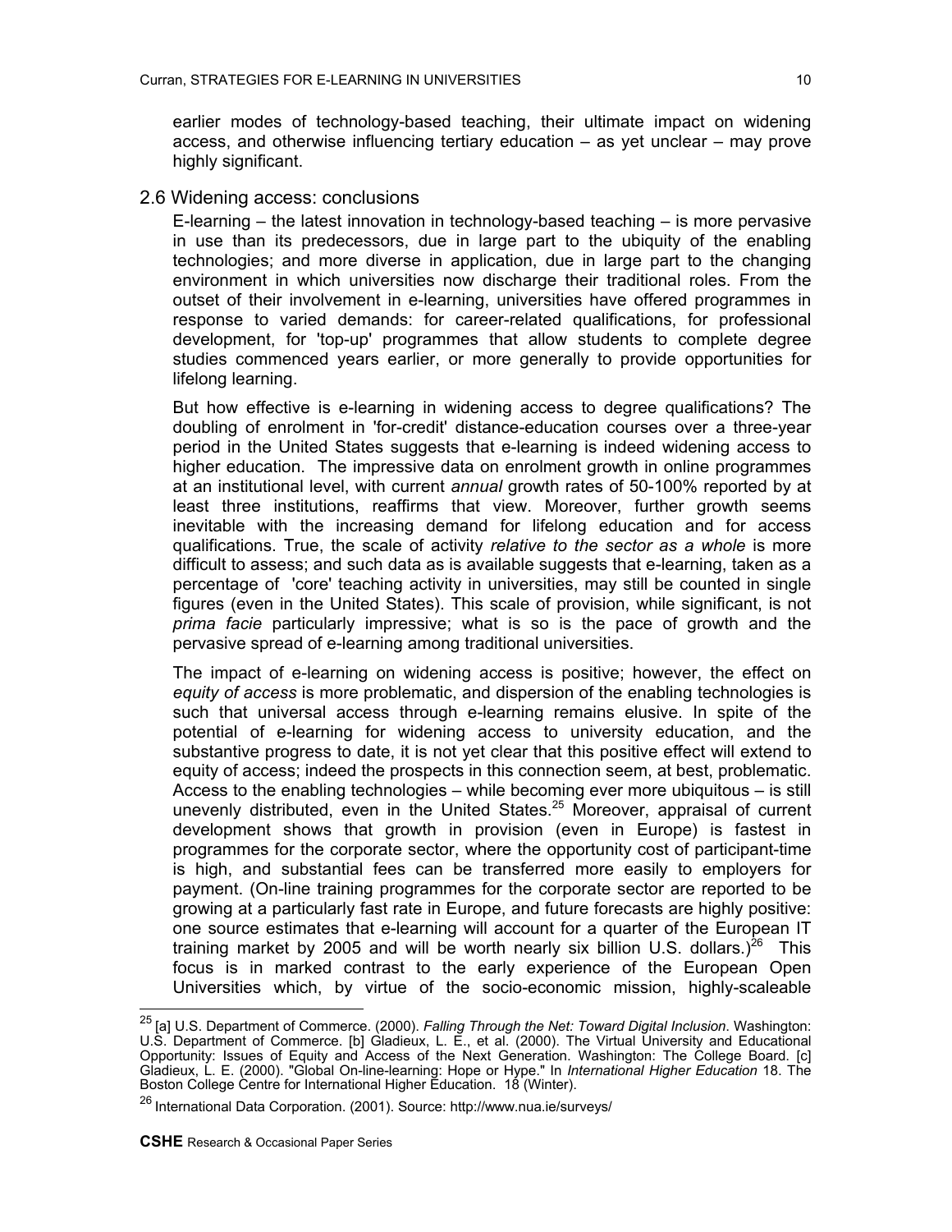earlier modes of technology-based teaching, their ultimate impact on widening access, and otherwise influencing tertiary education – as yet unclear – may prove highly significant.

## 2.6 Widening access: conclusions

E-learning – the latest innovation in technology-based teaching – is more pervasive in use than its predecessors, due in large part to the ubiquity of the enabling technologies; and more diverse in application, due in large part to the changing environment in which universities now discharge their traditional roles. From the outset of their involvement in e-learning, universities have offered programmes in response to varied demands: for career-related qualifications, for professional development, for 'top-up' programmes that allow students to complete degree studies commenced years earlier, or more generally to provide opportunities for lifelong learning.

But how effective is e-learning in widening access to degree qualifications? The doubling of enrolment in 'for-credit' distance-education courses over a three-year period in the United States suggests that e-learning is indeed widening access to higher education. The impressive data on enrolment growth in online programmes at an institutional level, with current *annual* growth rates of 50-100% reported by at least three institutions, reaffirms that view. Moreover, further growth seems inevitable with the increasing demand for lifelong education and for access qualifications. True, the scale of activity *relative to the sector as a whole* is more difficult to assess; and such data as is available suggests that e-learning, taken as a percentage of 'core' teaching activity in universities, may still be counted in single figures (even in the United States). This scale of provision, while significant, is not *prima facie* particularly impressive; what is so is the pace of growth and the pervasive spread of e-learning among traditional universities.

The impact of e-learning on widening access is positive; however, the effect on *equity of access* is more problematic, and dispersion of the enabling technologies is such that universal access through e-learning remains elusive. In spite of the potential of e-learning for widening access to university education, and the substantive progress to date, it is not yet clear that this positive effect will extend to equity of access; indeed the prospects in this connection seem, at best, problematic. Access to the enabling technologies – while becoming ever more ubiquitous – is still unevenly distributed, even in the United States.[25] Moreover, appraisal of current development shows that growth in provision (even in Europe) is fastest in programmes for the corporate sector, where the opportunity cost of participant-time is high, and substantial fees can be transferred more easily to employers for payment. (On-line training programmes for the corporate sector are reported to be growing at a particularly fast rate in Europe, and future forecasts are highly positive: one source estimates that e-learning will account for a quarter of the European IT training market by 2005 and will be worth nearly six billion U.S. dollars.)[26] This focus is in marked contrast to the early experience of the European Open Universities which, by virtue of the socio-economic mission, highly-scaleable

---

[25] [a] U.S. Department of Commerce. (2000). *Falling Through the Net: Toward Digital Inclusion*. Washington: U.S. Department of Commerce. [b] Gladieux, L. E., et al. (2000). The Virtual University and Educational Opportunity: Issues of Equity and Access of the Next Generation. Washington: The College Board. [c] Gladieux, L. E. (2000). "Global On-line-learning: Hope or Hype." In *International Higher Education* 18. The Boston College Centre for International Higher Education. 18 (Winter).

[26] International Data Corporation. (2001). Source: http://www.nua.ie/surveys/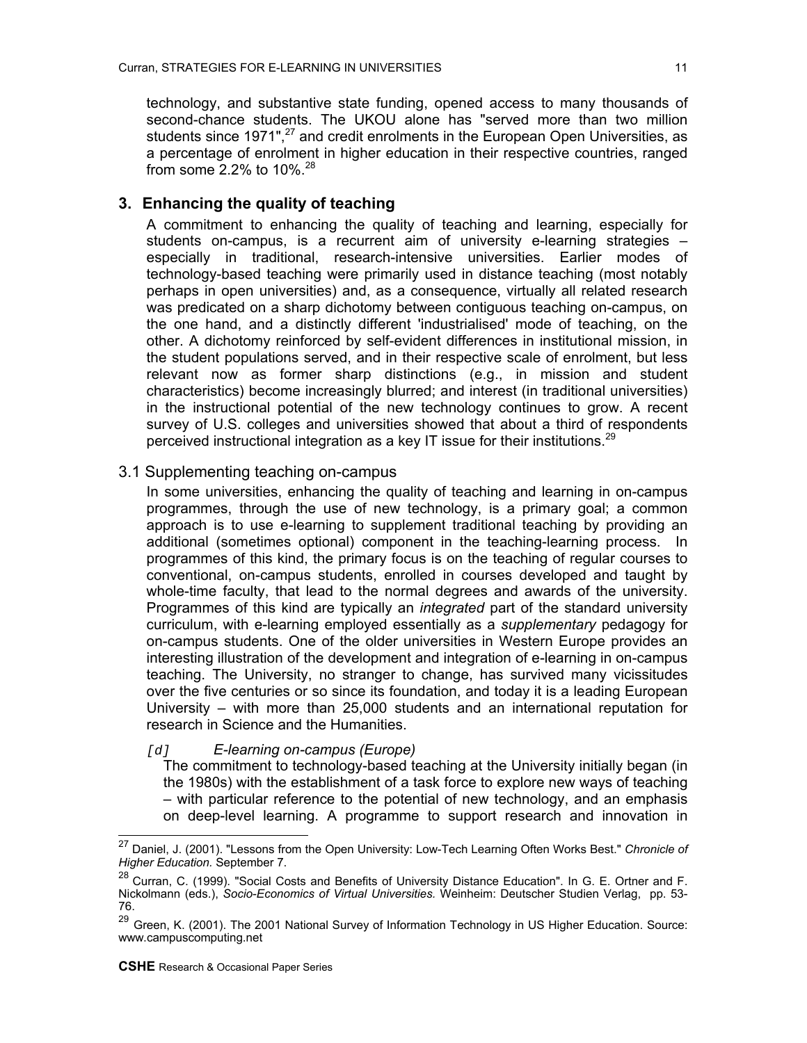technology, and substantive state funding, opened access to many thousands of second-chance students. The UKOU alone has "served more than two million students since 1971",[27] and credit enrolments in the European Open Universities, as a percentage of enrolment in higher education in their respective countries, ranged from some 2.2% to 10%.[28]

## 3. Enhancing the quality of teaching

A commitment to enhancing the quality of teaching and learning, especially for students on-campus, is a recurrent aim of university e-learning strategies – especially in traditional, research-intensive universities. Earlier modes of technology-based teaching were primarily used in distance teaching (most notably perhaps in open universities) and, as a consequence, virtually all related research was predicated on a sharp dichotomy between contiguous teaching on-campus, on the one hand, and a distinctly different 'industrialised' mode of teaching, on the other. A dichotomy reinforced by self-evident differences in institutional mission, in the student populations served, and in their respective scale of enrolment, but less relevant now as former sharp distinctions (e.g., in mission and student characteristics) become increasingly blurred; and interest (in traditional universities) in the instructional potential of the new technology continues to grow. A recent survey of U.S. colleges and universities showed that about a third of respondents perceived instructional integration as a key IT issue for their institutions.[29]

### 3.1 Supplementing teaching on-campus

In some universities, enhancing the quality of teaching and learning in on-campus programmes, through the use of new technology, is a primary goal; a common approach is to use e-learning to supplement traditional teaching by providing an additional (sometimes optional) component in the teaching-learning process. In programmes of this kind, the primary focus is on the teaching of regular courses to conventional, on-campus students, enrolled in courses developed and taught by whole-time faculty, that lead to the normal degrees and awards of the university. Programmes of this kind are typically an *integrated* part of the standard university curriculum, with e-learning employed essentially as a *supplementary* pedagogy for on-campus students. One of the older universities in Western Europe provides an interesting illustration of the development and integration of e-learning in on-campus teaching. The University, no stranger to change, has survived many vicissitudes over the five centuries or so since its foundation, and today it is a leading European University – with more than 25,000 students and an international reputation for research in Science and the Humanities.

*[d] E-learning on-campus (Europe)*

The commitment to technology-based teaching at the University initially began (in the 1980s) with the establishment of a task force to explore new ways of teaching – with particular reference to the potential of new technology, and an emphasis on deep-level learning. A programme to support research and innovation in

---

[27] Daniel, J. (2001). "Lessons from the Open University: Low-Tech Learning Often Works Best." *Chronicle of Higher Education.* September 7.

[28] Curran, C. (1999). "Social Costs and Benefits of University Distance Education". In G. E. Ortner and F. Nickolmann (eds.), *Socio-Economics of Virtual Universities.* Weinheim: Deutscher Studien Verlag, pp. 53-76.

[29] Green, K. (2001). The 2001 National Survey of Information Technology in US Higher Education. Source: www.campuscomputing.net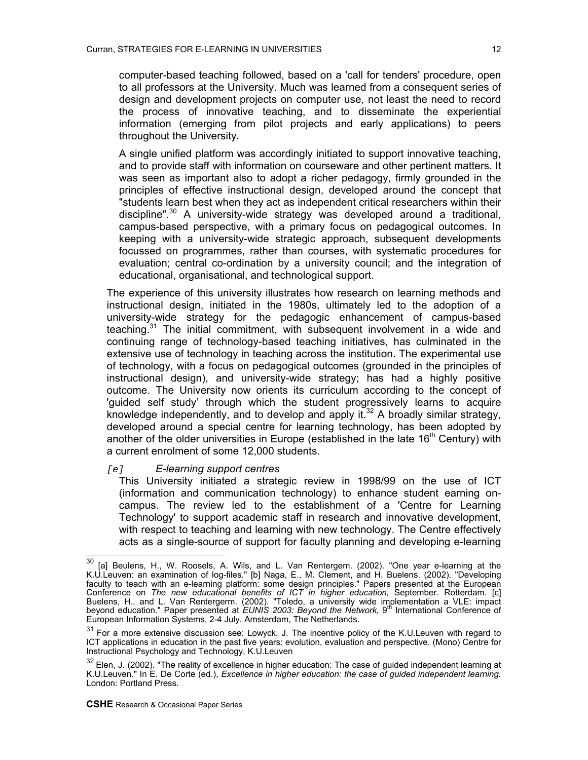computer-based teaching followed, based on a 'call for tenders' procedure, open to all professors at the University. Much was learned from a consequent series of design and development projects on computer use, not least the need to record the process of innovative teaching, and to disseminate the experiential information (emerging from pilot projects and early applications) to peers throughout the University.

A single unified platform was accordingly initiated to support innovative teaching, and to provide staff with information on courseware and other pertinent matters. It was seen as important also to adopt a richer pedagogy, firmly grounded in the principles of effective instructional design, developed around the concept that "students learn best when they act as independent critical researchers within their discipline".[30] A university-wide strategy was developed around a traditional, campus-based perspective, with a primary focus on pedagogical outcomes. In keeping with a university-wide strategic approach, subsequent developments focussed on programmes, rather than courses, with systematic procedures for evaluation; central co-ordination by a university council; and the integration of educational, organisational, and technological support.

The experience of this university illustrates how research on learning methods and instructional design, initiated in the 1980s, ultimately led to the adoption of a university-wide strategy for the pedagogic enhancement of campus-based teaching.[31] The initial commitment, with subsequent involvement in a wide and continuing range of technology-based teaching initiatives, has culminated in the extensive use of technology in teaching across the institution. The experimental use of technology, with a focus on pedagogical outcomes (grounded in the principles of instructional design), and university-wide strategy; has had a highly positive outcome. The University now orients its curriculum according to the concept of 'guided self study' through which the student progressively learns to acquire knowledge independently, and to develop and apply it.[32] A broadly similar strategy, developed around a special centre for learning technology, has been adopted by another of the older universities in Europe (established in the late 16th Century) with a current enrolment of some 12,000 students.

*[e]* *E-learning support centres*

This University initiated a strategic review in 1998/99 on the use of ICT (information and communication technology) to enhance student earning on-campus. The review led to the establishment of a 'Centre for Learning Technology' to support academic staff in research and innovative development, with respect to teaching and learning with new technology. The Centre effectively acts as a single-source of support for faculty planning and developing e-learning

---

[30] [a] Beulens, H., W. Roosels, A. Wils, and L. Van Rentergem. (2002). "One year e-learning at the K.U.Leuven: an examination of log-files." [b] Naga, E., M. Clement, and H. Buelens. (2002). "Developing faculty to teach with an e-learning platform: some design principles." Papers presented at the European Conference on *The new educational benefits of ICT in higher education,* September. Rotterdam. [c] Buelens, H., and L. Van Rentergerm. (2002). "Toledo, a university wide implementation a VLE: impact beyond education." Paper presented at *EUNIS 2003: Beyond the Network,* 9th International Conference of European Information Systems, 2-4 July. Amsterdam, The Netherlands.

[31] For a more extensive discussion see: Lowyck, J. The incentive policy of the K.U.Leuven with regard to ICT applications in education in the past five years: evolution, evaluation and perspective. (Mono) Centre for Instructional Psychology and Technology, K.U.Leuven

[32] Elen, J. (2002). "The reality of excellence in higher education: The case of guided independent learning at K.U.Leuven." In E. De Corte (ed.), *Excellence in higher education: the case of guided independent learning.* London: Portland Press.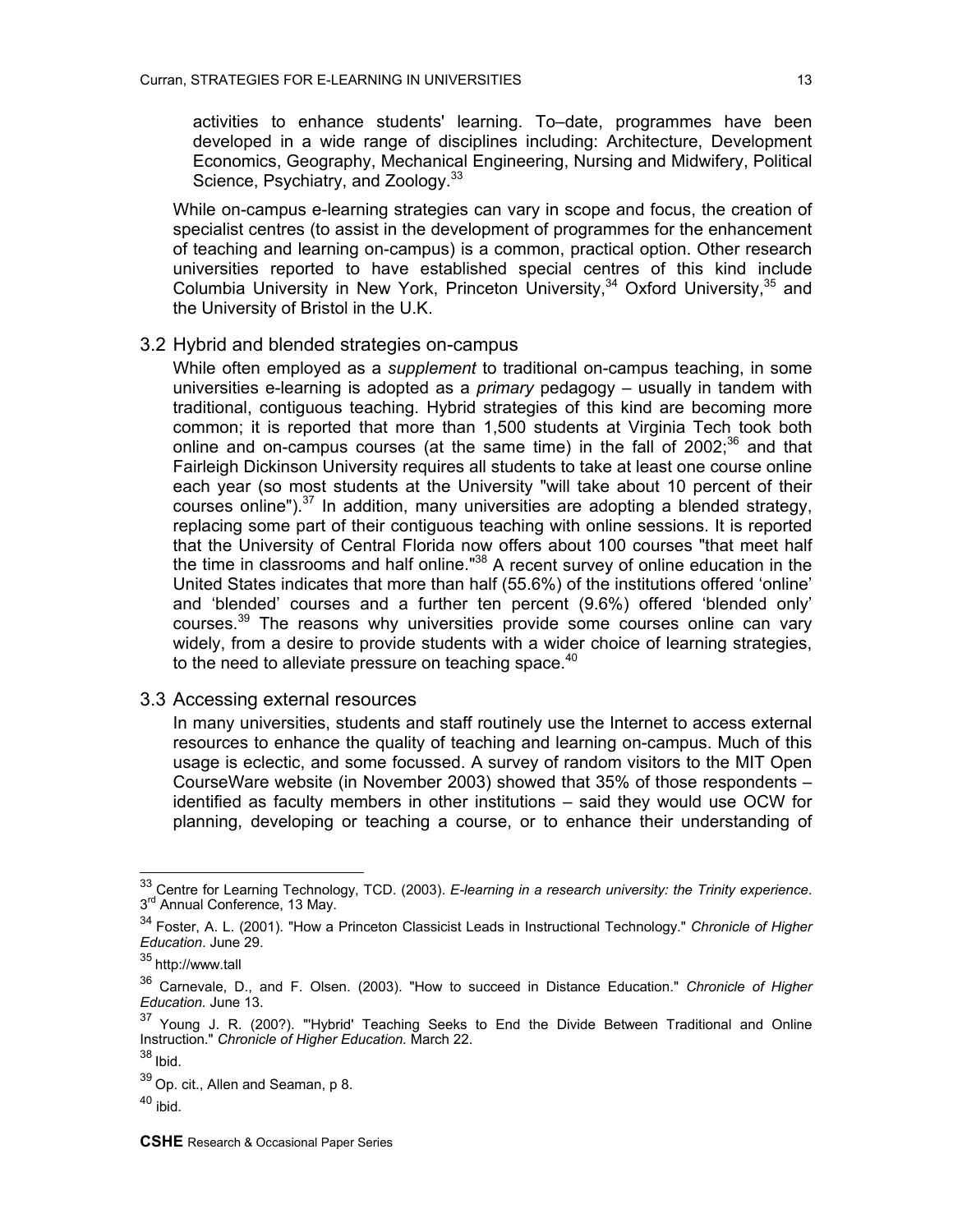activities to enhance students' learning. To–date, programmes have been developed in a wide range of disciplines including: Architecture, Development Economics, Geography, Mechanical Engineering, Nursing and Midwifery, Political Science, Psychiatry, and Zoology.[33]

While on-campus e-learning strategies can vary in scope and focus, the creation of specialist centres (to assist in the development of programmes for the enhancement of teaching and learning on-campus) is a common, practical option. Other research universities reported to have established special centres of this kind include Columbia University in New York, Princeton University,[34] Oxford University,[35] and the University of Bristol in the U.K.

### 3.2 Hybrid and blended strategies on-campus

While often employed as a *supplement* to traditional on-campus teaching, in some universities e-learning is adopted as a *primary* pedagogy – usually in tandem with traditional, contiguous teaching. Hybrid strategies of this kind are becoming more common; it is reported that more than 1,500 students at Virginia Tech took both online and on-campus courses (at the same time) in the fall of 2002;[36] and that Fairleigh Dickinson University requires all students to take at least one course online each year (so most students at the University "will take about 10 percent of their courses online").[37] In addition, many universities are adopting a blended strategy, replacing some part of their contiguous teaching with online sessions. It is reported that the University of Central Florida now offers about 100 courses "that meet half the time in classrooms and half online."[38] A recent survey of online education in the United States indicates that more than half (55.6%) of the institutions offered 'online' and 'blended' courses and a further ten percent (9.6%) offered 'blended only' courses.[39] The reasons why universities provide some courses online can vary widely, from a desire to provide students with a wider choice of learning strategies, to the need to alleviate pressure on teaching space.[40]

### 3.3 Accessing external resources

In many universities, students and staff routinely use the Internet to access external resources to enhance the quality of teaching and learning on-campus. Much of this usage is eclectic, and some focussed. A survey of random visitors to the MIT Open CourseWare website (in November 2003) showed that 35% of those respondents – identified as faculty members in other institutions – said they would use OCW for planning, developing or teaching a course, or to enhance their understanding of

---

[33] Centre for Learning Technology, TCD. (2003). *E-learning in a research university: the Trinity experience*. 3rd Annual Conference, 13 May.

[34] Foster, A. L. (2001). "How a Princeton Classicist Leads in Instructional Technology." *Chronicle of Higher Education*. June 29.

[35] http://www.tall

[36] Carnevale, D., and F. Olsen. (2003). "How to succeed in Distance Education." *Chronicle of Higher Education.* June 13.

[37] Young J. R. (200?). "'Hybrid' Teaching Seeks to End the Divide Between Traditional and Online Instruction." *Chronicle of Higher Education.* March 22.

[38] Ibid.

[39] Op. cit., Allen and Seaman, p 8.

[40] ibid.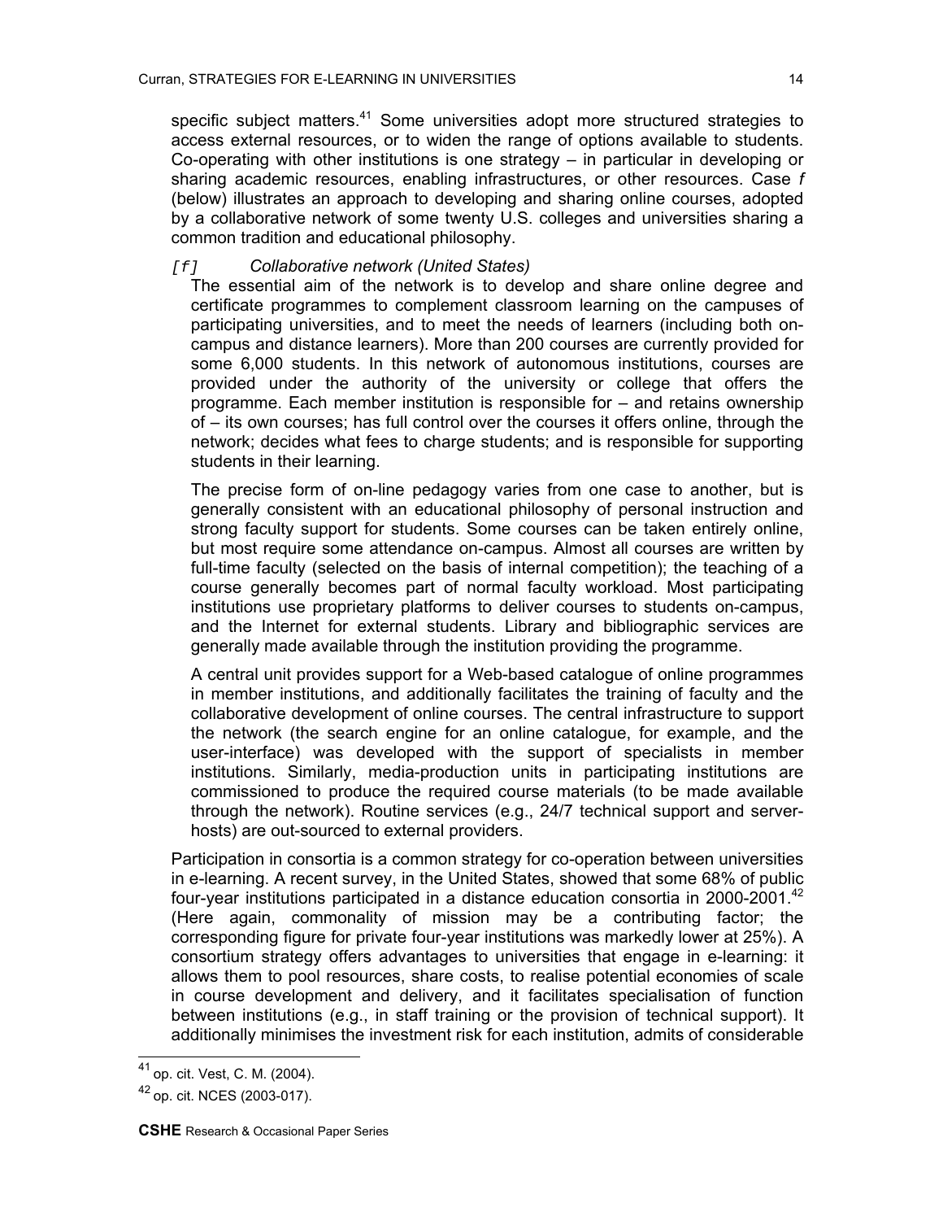specific subject matters.[41] Some universities adopt more structured strategies to access external resources, or to widen the range of options available to students. Co-operating with other institutions is one strategy – in particular in developing or sharing academic resources, enabling infrastructures, or other resources. Case *f* (below) illustrates an approach to developing and sharing online courses, adopted by a collaborative network of some twenty U.S. colleges and universities sharing a common tradition and educational philosophy.

`[f]` *Collaborative network (United States)*

The essential aim of the network is to develop and share online degree and certificate programmes to complement classroom learning on the campuses of participating universities, and to meet the needs of learners (including both on-campus and distance learners). More than 200 courses are currently provided for some 6,000 students. In this network of autonomous institutions, courses are provided under the authority of the university or college that offers the programme. Each member institution is responsible for – and retains ownership of – its own courses; has full control over the courses it offers online, through the network; decides what fees to charge students; and is responsible for supporting students in their learning.

The precise form of on-line pedagogy varies from one case to another, but is generally consistent with an educational philosophy of personal instruction and strong faculty support for students. Some courses can be taken entirely online, but most require some attendance on-campus. Almost all courses are written by full-time faculty (selected on the basis of internal competition); the teaching of a course generally becomes part of normal faculty workload. Most participating institutions use proprietary platforms to deliver courses to students on-campus, and the Internet for external students. Library and bibliographic services are generally made available through the institution providing the programme.

A central unit provides support for a Web-based catalogue of online programmes in member institutions, and additionally facilitates the training of faculty and the collaborative development of online courses. The central infrastructure to support the network (the search engine for an online catalogue, for example, and the user-interface) was developed with the support of specialists in member institutions. Similarly, media-production units in participating institutions are commissioned to produce the required course materials (to be made available through the network). Routine services (e.g., 24/7 technical support and server-hosts) are out-sourced to external providers.

Participation in consortia is a common strategy for co-operation between universities in e-learning. A recent survey, in the United States, showed that some 68% of public four-year institutions participated in a distance education consortia in 2000-2001.[42] (Here again, commonality of mission may be a contributing factor; the corresponding figure for private four-year institutions was markedly lower at 25%). A consortium strategy offers advantages to universities that engage in e-learning: it allows them to pool resources, share costs, to realise potential economies of scale in course development and delivery, and it facilitates specialisation of function between institutions (e.g., in staff training or the provision of technical support). It additionally minimises the investment risk for each institution, admits of considerable

---

[41] op. cit. Vest, C. M. (2004).

[42] op. cit. NCES (2003-017).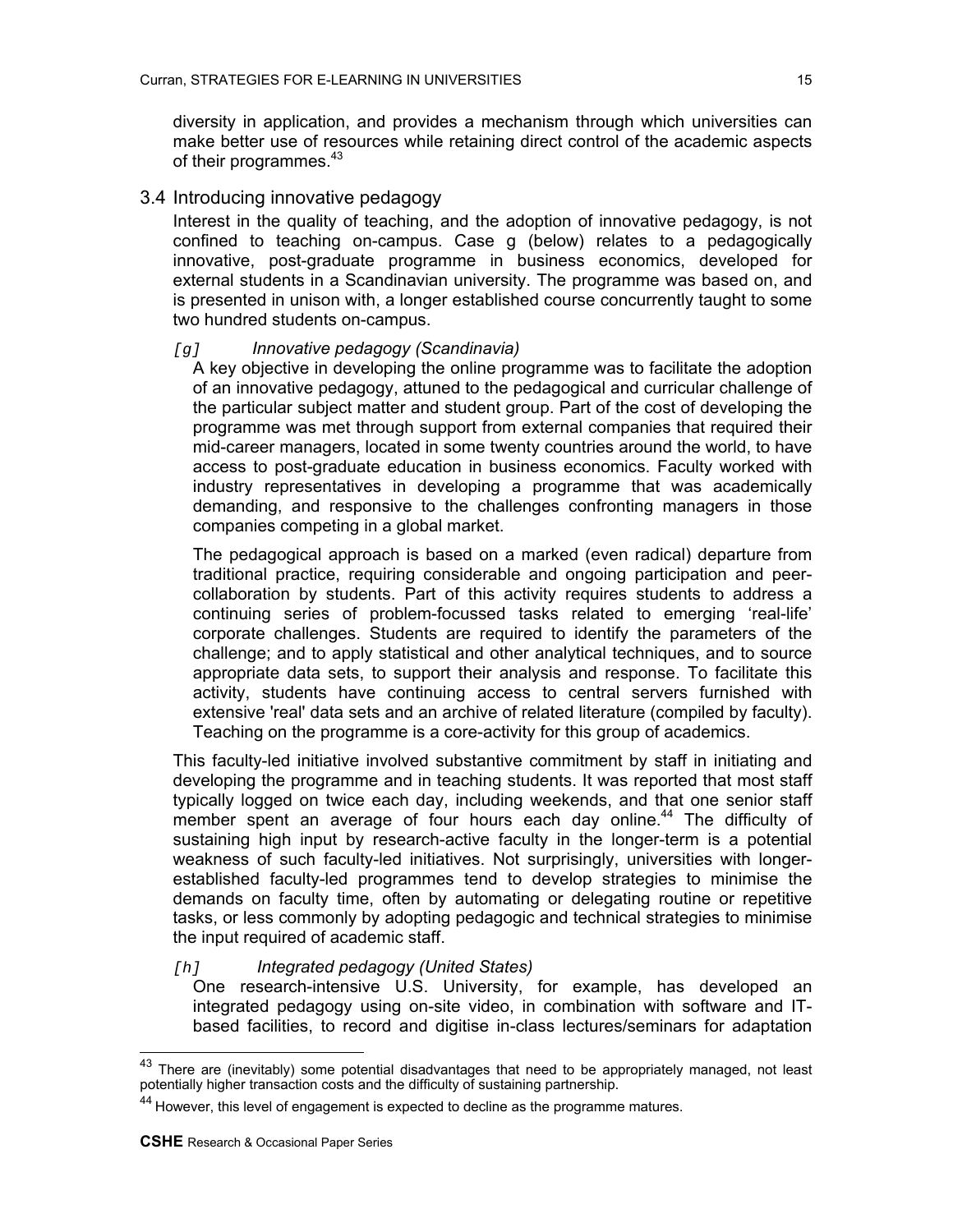diversity in application, and provides a mechanism through which universities can make better use of resources while retaining direct control of the academic aspects of their programmes.[43]

## 3.4 Introducing innovative pedagogy

Interest in the quality of teaching, and the adoption of innovative pedagogy, is not confined to teaching on-campus. Case g (below) relates to a pedagogically innovative, post-graduate programme in business economics, developed for external students in a Scandinavian university. The programme was based on, and is presented in unison with, a longer established course concurrently taught to some two hundred students on-campus.

*[g] Innovative pedagogy (Scandinavia)*

A key objective in developing the online programme was to facilitate the adoption of an innovative pedagogy, attuned to the pedagogical and curricular challenge of the particular subject matter and student group. Part of the cost of developing the programme was met through support from external companies that required their mid-career managers, located in some twenty countries around the world, to have access to post-graduate education in business economics. Faculty worked with industry representatives in developing a programme that was academically demanding, and responsive to the challenges confronting managers in those companies competing in a global market.

The pedagogical approach is based on a marked (even radical) departure from traditional practice, requiring considerable and ongoing participation and peer-collaboration by students. Part of this activity requires students to address a continuing series of problem-focussed tasks related to emerging 'real-life' corporate challenges. Students are required to identify the parameters of the challenge; and to apply statistical and other analytical techniques, and to source appropriate data sets, to support their analysis and response. To facilitate this activity, students have continuing access to central servers furnished with extensive 'real' data sets and an archive of related literature (compiled by faculty). Teaching on the programme is a core-activity for this group of academics.

This faculty-led initiative involved substantive commitment by staff in initiating and developing the programme and in teaching students. It was reported that most staff typically logged on twice each day, including weekends, and that one senior staff member spent an average of four hours each day online.[44] The difficulty of sustaining high input by research-active faculty in the longer-term is a potential weakness of such faculty-led initiatives. Not surprisingly, universities with longer-established faculty-led programmes tend to develop strategies to minimise the demands on faculty time, often by automating or delegating routine or repetitive tasks, or less commonly by adopting pedagogic and technical strategies to minimise the input required of academic staff.

*[h] Integrated pedagogy (United States)*

One research-intensive U.S. University, for example, has developed an integrated pedagogy using on-site video, in combination with software and IT-based facilities, to record and digitise in-class lectures/seminars for adaptation

---

[43] There are (inevitably) some potential disadvantages that need to be appropriately managed, not least potentially higher transaction costs and the difficulty of sustaining partnership.

[44] However, this level of engagement is expected to decline as the programme matures.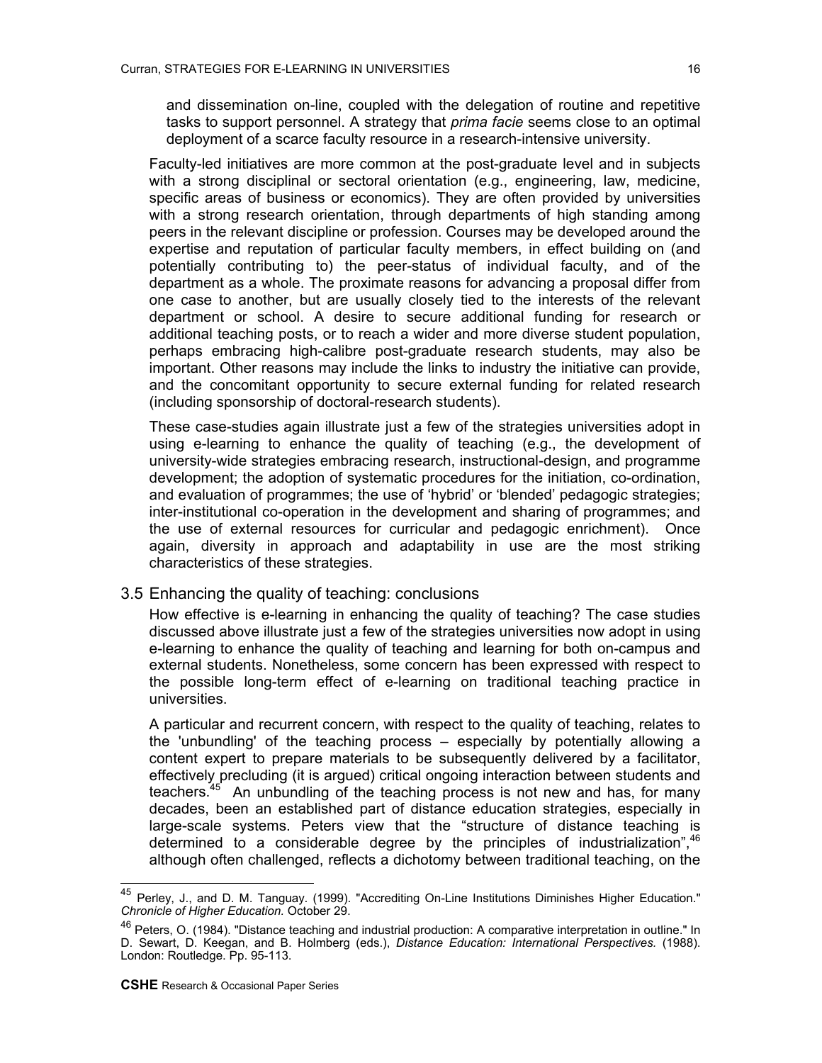and dissemination on-line, coupled with the delegation of routine and repetitive tasks to support personnel. A strategy that *prima facie* seems close to an optimal deployment of a scarce faculty resource in a research-intensive university.

Faculty-led initiatives are more common at the post-graduate level and in subjects with a strong disciplinal or sectoral orientation (e.g., engineering, law, medicine, specific areas of business or economics). They are often provided by universities with a strong research orientation, through departments of high standing among peers in the relevant discipline or profession. Courses may be developed around the expertise and reputation of particular faculty members, in effect building on (and potentially contributing to) the peer-status of individual faculty, and of the department as a whole. The proximate reasons for advancing a proposal differ from one case to another, but are usually closely tied to the interests of the relevant department or school. A desire to secure additional funding for research or additional teaching posts, or to reach a wider and more diverse student population, perhaps embracing high-calibre post-graduate research students, may also be important. Other reasons may include the links to industry the initiative can provide, and the concomitant opportunity to secure external funding for related research (including sponsorship of doctoral-research students).

These case-studies again illustrate just a few of the strategies universities adopt in using e-learning to enhance the quality of teaching (e.g., the development of university-wide strategies embracing research, instructional-design, and programme development; the adoption of systematic procedures for the initiation, co-ordination, and evaluation of programmes; the use of 'hybrid' or 'blended' pedagogic strategies; inter-institutional co-operation in the development and sharing of programmes; and the use of external resources for curricular and pedagogic enrichment). Once again, diversity in approach and adaptability in use are the most striking characteristics of these strategies.

## 3.5 Enhancing the quality of teaching: conclusions

How effective is e-learning in enhancing the quality of teaching? The case studies discussed above illustrate just a few of the strategies universities now adopt in using e-learning to enhance the quality of teaching and learning for both on-campus and external students. Nonetheless, some concern has been expressed with respect to the possible long-term effect of e-learning on traditional teaching practice in universities.

A particular and recurrent concern, with respect to the quality of teaching, relates to the 'unbundling' of the teaching process – especially by potentially allowing a content expert to prepare materials to be subsequently delivered by a facilitator, effectively precluding (it is argued) critical ongoing interaction between students and teachers.[45] An unbundling of the teaching process is not new and has, for many decades, been an established part of distance education strategies, especially in large-scale systems. Peters view that the "structure of distance teaching is determined to a considerable degree by the principles of industrialization",[46] although often challenged, reflects a dichotomy between traditional teaching, on the

---

[45] Perley, J., and D. M. Tanguay. (1999). "Accrediting On-Line Institutions Diminishes Higher Education." *Chronicle of Higher Education.* October 29.

[46] Peters, O. (1984). "Distance teaching and industrial production: A comparative interpretation in outline." In D. Sewart, D. Keegan, and B. Holmberg (eds.), *Distance Education: International Perspectives.* (1988). London: Routledge. Pp. 95-113.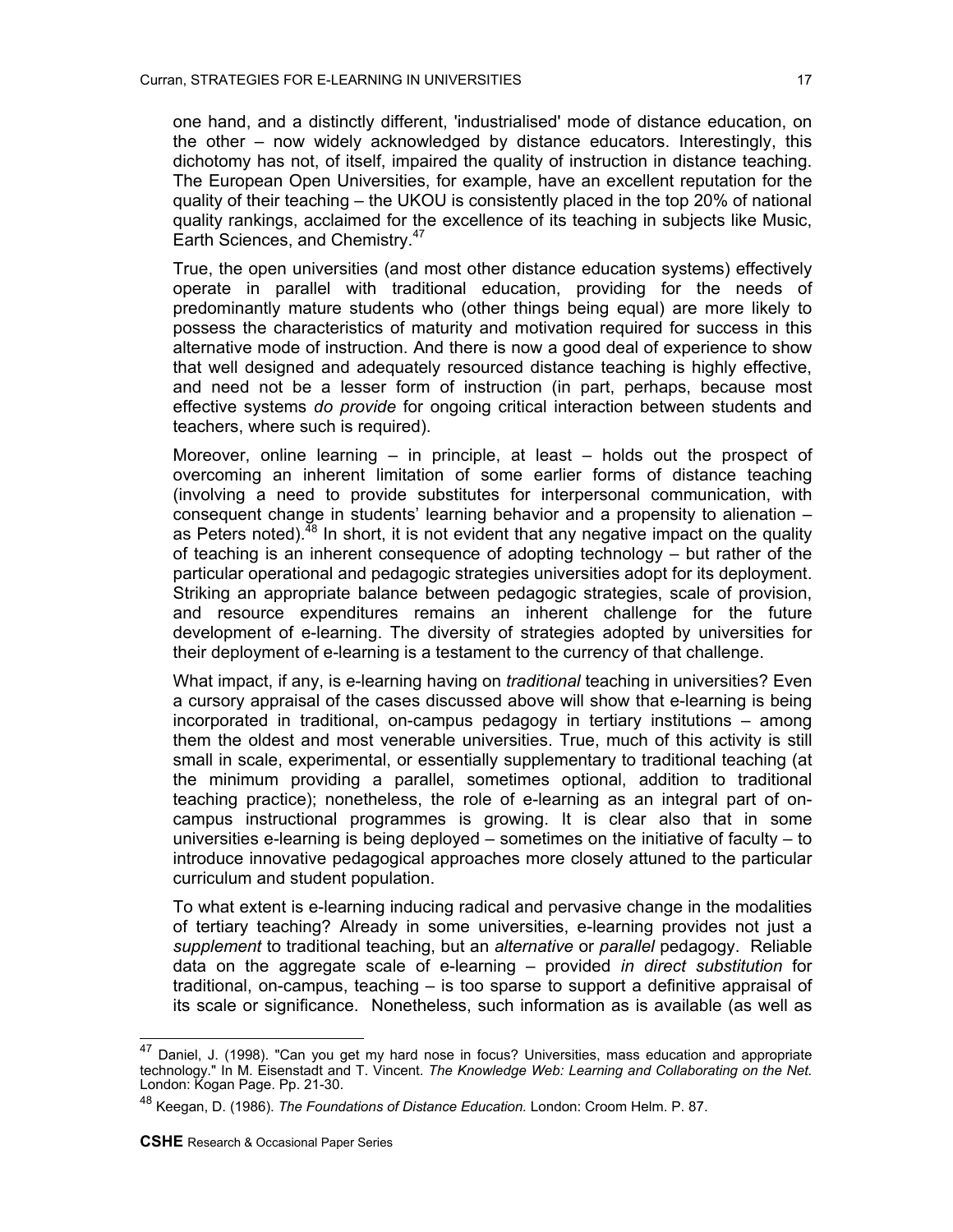one hand, and a distinctly different, 'industrialised' mode of distance education, on the other – now widely acknowledged by distance educators. Interestingly, this dichotomy has not, of itself, impaired the quality of instruction in distance teaching. The European Open Universities, for example, have an excellent reputation for the quality of their teaching – the UKOU is consistently placed in the top 20% of national quality rankings, acclaimed for the excellence of its teaching in subjects like Music, Earth Sciences, and Chemistry.[47]

True, the open universities (and most other distance education systems) effectively operate in parallel with traditional education, providing for the needs of predominantly mature students who (other things being equal) are more likely to possess the characteristics of maturity and motivation required for success in this alternative mode of instruction. And there is now a good deal of experience to show that well designed and adequately resourced distance teaching is highly effective, and need not be a lesser form of instruction (in part, perhaps, because most effective systems *do provide* for ongoing critical interaction between students and teachers, where such is required).

Moreover, online learning – in principle, at least – holds out the prospect of overcoming an inherent limitation of some earlier forms of distance teaching (involving a need to provide substitutes for interpersonal communication, with consequent change in students' learning behavior and a propensity to alienation – as Peters noted).[48] In short, it is not evident that any negative impact on the quality of teaching is an inherent consequence of adopting technology – but rather of the particular operational and pedagogic strategies universities adopt for its deployment. Striking an appropriate balance between pedagogic strategies, scale of provision, and resource expenditures remains an inherent challenge for the future development of e-learning. The diversity of strategies adopted by universities for their deployment of e-learning is a testament to the currency of that challenge.

What impact, if any, is e-learning having on *traditional* teaching in universities? Even a cursory appraisal of the cases discussed above will show that e-learning is being incorporated in traditional, on-campus pedagogy in tertiary institutions – among them the oldest and most venerable universities. True, much of this activity is still small in scale, experimental, or essentially supplementary to traditional teaching (at the minimum providing a parallel, sometimes optional, addition to traditional teaching practice); nonetheless, the role of e-learning as an integral part of on-campus instructional programmes is growing. It is clear also that in some universities e-learning is being deployed – sometimes on the initiative of faculty – to introduce innovative pedagogical approaches more closely attuned to the particular curriculum and student population.

To what extent is e-learning inducing radical and pervasive change in the modalities of tertiary teaching? Already in some universities, e-learning provides not just a *supplement* to traditional teaching, but an *alternative* or *parallel* pedagogy. Reliable data on the aggregate scale of e-learning – provided *in direct substitution* for traditional, on-campus, teaching – is too sparse to support a definitive appraisal of its scale or significance. Nonetheless, such information as is available (as well as

---

[47] Daniel, J. (1998). "Can you get my hard nose in focus? Universities, mass education and appropriate technology." In M. Eisenstadt and T. Vincent. *The Knowledge Web: Learning and Collaborating on the Net.* London: Kogan Page. Pp. 21-30.

[48] Keegan, D. (1986). *The Foundations of Distance Education.* London: Croom Helm. P. 87.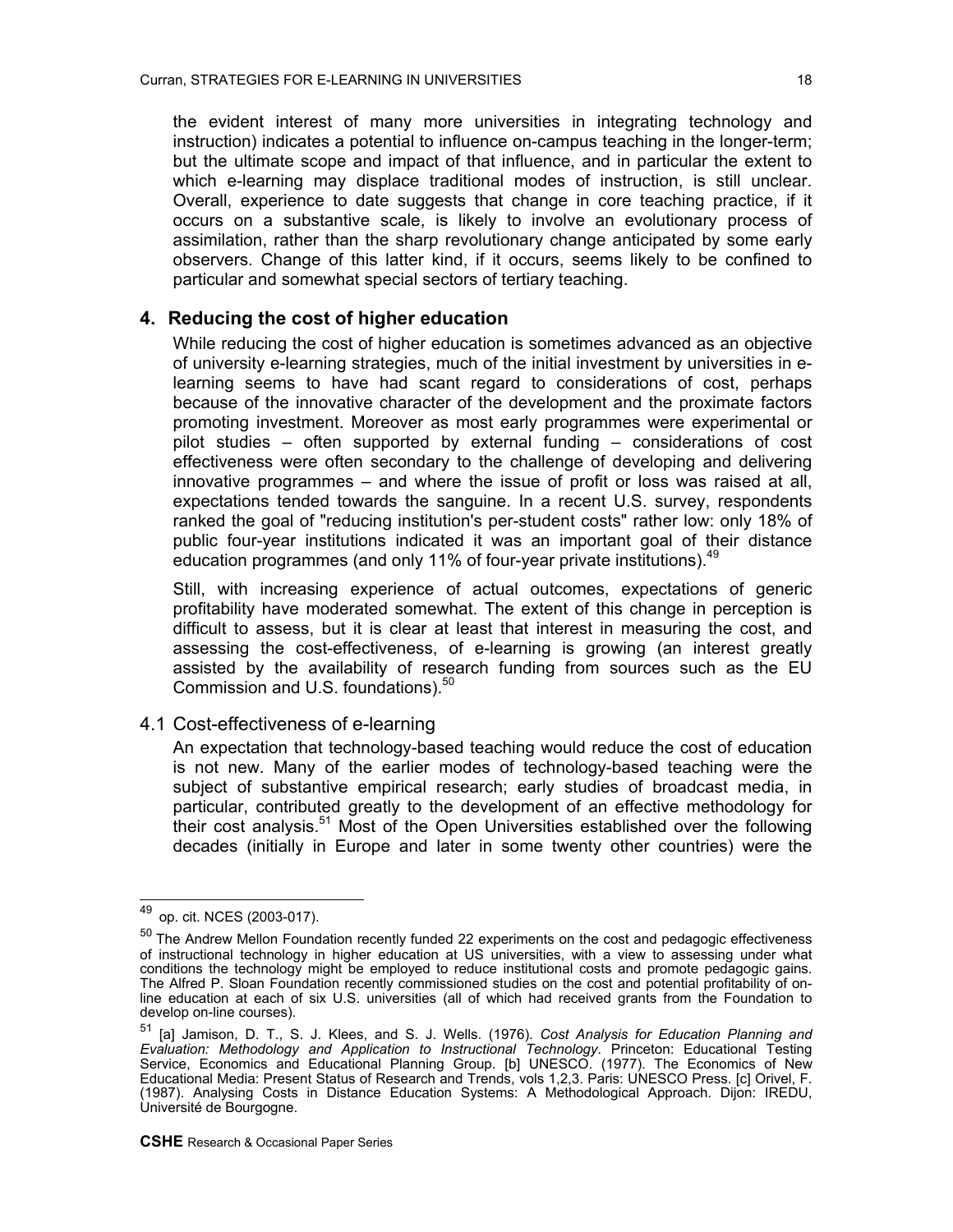the evident interest of many more universities in integrating technology and instruction) indicates a potential to influence on-campus teaching in the longer-term; but the ultimate scope and impact of that influence, and in particular the extent to which e-learning may displace traditional modes of instruction, is still unclear. Overall, experience to date suggests that change in core teaching practice, if it occurs on a substantive scale, is likely to involve an evolutionary process of assimilation, rather than the sharp revolutionary change anticipated by some early observers. Change of this latter kind, if it occurs, seems likely to be confined to particular and somewhat special sectors of tertiary teaching.

## 4. Reducing the cost of higher education

While reducing the cost of higher education is sometimes advanced as an objective of university e-learning strategies, much of the initial investment by universities in e-learning seems to have had scant regard to considerations of cost, perhaps because of the innovative character of the development and the proximate factors promoting investment. Moreover as most early programmes were experimental or pilot studies – often supported by external funding – considerations of cost effectiveness were often secondary to the challenge of developing and delivering innovative programmes – and where the issue of profit or loss was raised at all, expectations tended towards the sanguine. In a recent U.S. survey, respondents ranked the goal of "reducing institution's per-student costs" rather low: only 18% of public four-year institutions indicated it was an important goal of their distance education programmes (and only 11% of four-year private institutions).[49]

Still, with increasing experience of actual outcomes, expectations of generic profitability have moderated somewhat. The extent of this change in perception is difficult to assess, but it is clear at least that interest in measuring the cost, and assessing the cost-effectiveness, of e-learning is growing (an interest greatly assisted by the availability of research funding from sources such as the EU Commission and U.S. foundations).[50]

### 4.1 Cost-effectiveness of e-learning

An expectation that technology-based teaching would reduce the cost of education is not new. Many of the earlier modes of technology-based teaching were the subject of substantive empirical research; early studies of broadcast media, in particular, contributed greatly to the development of an effective methodology for their cost analysis.[51] Most of the Open Universities established over the following decades (initially in Europe and later in some twenty other countries) were the

---

[49] op. cit. NCES (2003-017).

[50] The Andrew Mellon Foundation recently funded 22 experiments on the cost and pedagogic effectiveness of instructional technology in higher education at US universities, with a view to assessing under what conditions the technology might be employed to reduce institutional costs and promote pedagogic gains. The Alfred P. Sloan Foundation recently commissioned studies on the cost and potential profitability of on-line education at each of six U.S. universities (all of which had received grants from the Foundation to develop on-line courses).

[51] [a] Jamison, D. T., S. J. Klees, and S. J. Wells. (1976). *Cost Analysis for Education Planning and Evaluation: Methodology and Application to Instructional Technology*. Princeton: Educational Testing Service, Economics and Educational Planning Group. [b] UNESCO. (1977). The Economics of New Educational Media: Present Status of Research and Trends, vols 1,2,3. Paris: UNESCO Press. [c] Orivel, F. (1987). Analysing Costs in Distance Education Systems: A Methodological Approach. Dijon: IREDU, Université de Bourgogne.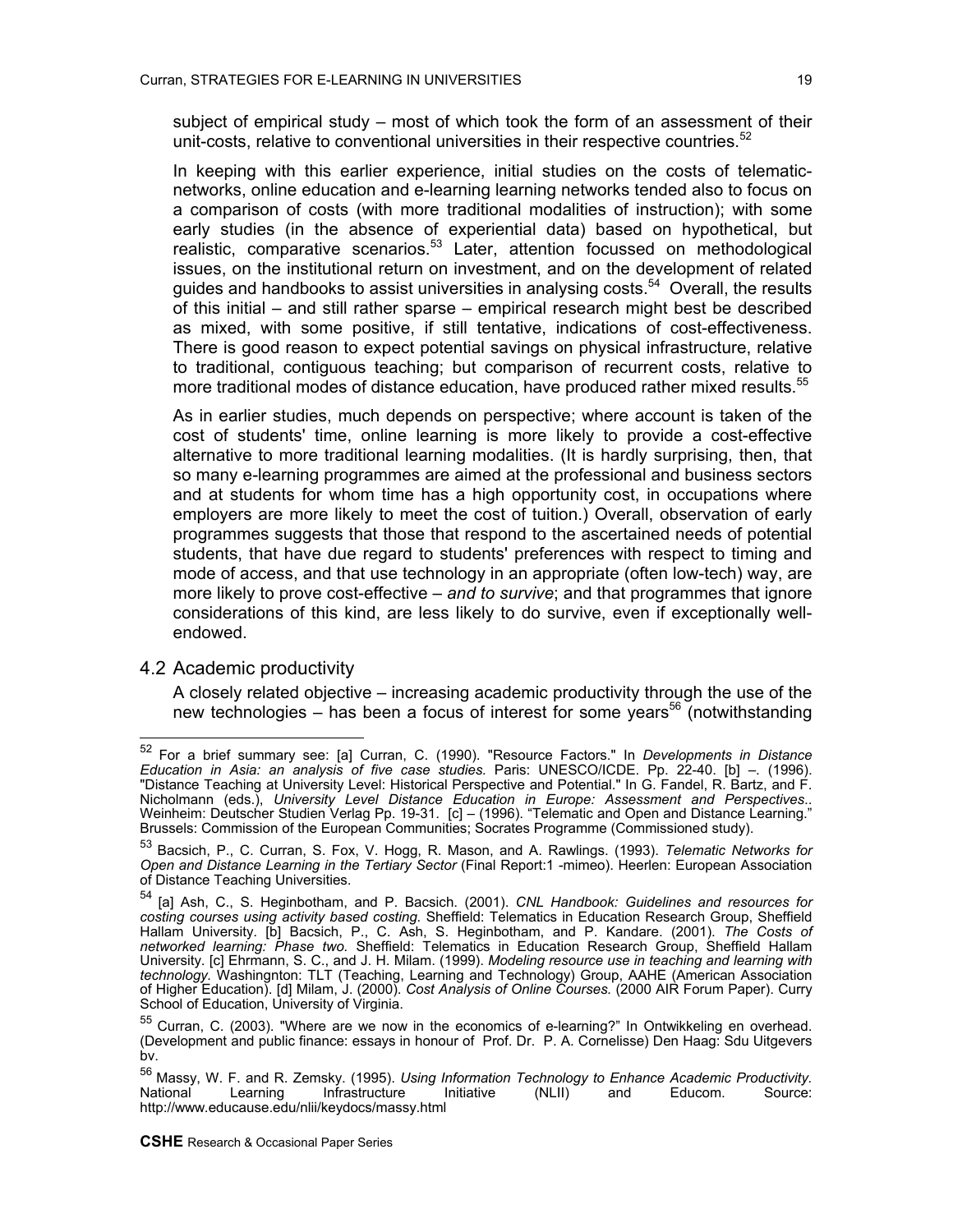subject of empirical study – most of which took the form of an assessment of their unit-costs, relative to conventional universities in their respective countries.[52]

In keeping with this earlier experience, initial studies on the costs of telematic-networks, online education and e-learning learning networks tended also to focus on a comparison of costs (with more traditional modalities of instruction); with some early studies (in the absence of experiential data) based on hypothetical, but realistic, comparative scenarios.[53] Later, attention focussed on methodological issues, on the institutional return on investment, and on the development of related guides and handbooks to assist universities in analysing costs.[54] Overall, the results of this initial – and still rather sparse – empirical research might best be described as mixed, with some positive, if still tentative, indications of cost-effectiveness. There is good reason to expect potential savings on physical infrastructure, relative to traditional, contiguous teaching; but comparison of recurrent costs, relative to more traditional modes of distance education, have produced rather mixed results.[55]

As in earlier studies, much depends on perspective; where account is taken of the cost of students' time, online learning is more likely to provide a cost-effective alternative to more traditional learning modalities. (It is hardly surprising, then, that so many e-learning programmes are aimed at the professional and business sectors and at students for whom time has a high opportunity cost, in occupations where employers are more likely to meet the cost of tuition.) Overall, observation of early programmes suggests that those that respond to the ascertained needs of potential students, that have due regard to students' preferences with respect to timing and mode of access, and that use technology in an appropriate (often low-tech) way, are more likely to prove cost-effective – *and to survive*; and that programmes that ignore considerations of this kind, are less likely to do survive, even if exceptionally well-endowed.

## 4.2 Academic productivity

A closely related objective – increasing academic productivity through the use of the new technologies – has been a focus of interest for some years[56] (notwithstanding

---

[52] For a brief summary see: [a] Curran, C. (1990). "Resource Factors." In *Developments in Distance Education in Asia: an analysis of five case studies.* Paris: UNESCO/ICDE. Pp. 22-40. [b] –. (1996). "Distance Teaching at University Level: Historical Perspective and Potential." In G. Fandel, R. Bartz, and F. Nicholmann (eds.), *University Level Distance Education in Europe: Assessment and Perspectives*.. Weinheim: Deutscher Studien Verlag Pp. 19-31. [c] – (1996). "Telematic and Open and Distance Learning." Brussels: Commission of the European Communities; Socrates Programme (Commissioned study).

[53] Bacsich, P., C. Curran, S. Fox, V. Hogg, R. Mason, and A. Rawlings. (1993). *Telematic Networks for Open and Distance Learning in the Tertiary Sector* (Final Report:1 -mimeo). Heerlen: European Association of Distance Teaching Universities.

[54] [a] Ash, C., S. Heginbotham, and P. Bacsich. (2001). *CNL Handbook: Guidelines and resources for costing courses using activity based costing.* Sheffield: Telematics in Education Research Group, Sheffield Hallam University. [b] Bacsich, P., C. Ash, S. Heginbotham, and P. Kandare. (2001). *The Costs of networked learning: Phase two.* Sheffield: Telematics in Education Research Group, Sheffield Hallam University. [c] Ehrmann, S. C., and J. H. Milam. (1999). *Modeling resource use in teaching and learning with technology.* Washingnton: TLT (Teaching, Learning and Technology) Group, AAHE (American Association of Higher Education). [d] Milam, J. (2000). *Cost Analysis of Online Courses.* (2000 AIR Forum Paper). Curry School of Education, University of Virginia.

[55] Curran, C. (2003). "Where are we now in the economics of e-learning?" In Ontwikkeling en overhead. (Development and public finance: essays in honour of Prof. Dr. P. A. Cornelisse) Den Haag: Sdu Uitgevers bv.

[56] Massy, W. F. and R. Zemsky. (1995). *Using Information Technology to Enhance Academic Productivity.* National Learning Infrastructure Initiative (NLII) and Educom. Source: http://www.educause.edu/nlii/keydocs/massy.html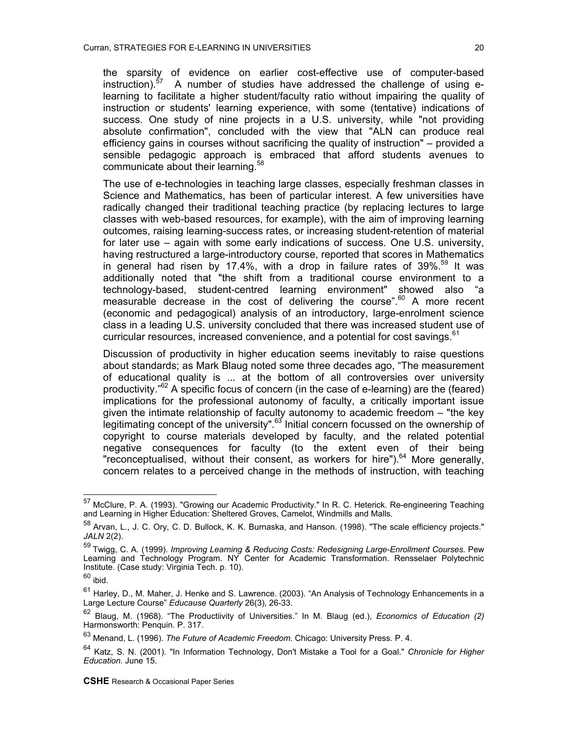the sparsity of evidence on earlier cost-effective use of computer-based instruction).[57] A number of studies have addressed the challenge of using e-learning to facilitate a higher student/faculty ratio without impairing the quality of instruction or students' learning experience, with some (tentative) indications of success. One study of nine projects in a U.S. university, while "not providing absolute confirmation", concluded with the view that "ALN can produce real efficiency gains in courses without sacrificing the quality of instruction" – provided a sensible pedagogic approach is embraced that afford students avenues to communicate about their learning.[58]

The use of e-technologies in teaching large classes, especially freshman classes in Science and Mathematics, has been of particular interest. A few universities have radically changed their traditional teaching practice (by replacing lectures to large classes with web-based resources, for example), with the aim of improving learning outcomes, raising learning-success rates, or increasing student-retention of material for later use – again with some early indications of success. One U.S. university, having restructured a large-introductory course, reported that scores in Mathematics in general had risen by 17.4%, with a drop in failure rates of 39%.[59] It was additionally noted that "the shift from a traditional course environment to a technology-based, student-centred learning environment" showed also "a measurable decrease in the cost of delivering the course".[60] A more recent (economic and pedagogical) analysis of an introductory, large-enrolment science class in a leading U.S. university concluded that there was increased student use of curricular resources, increased convenience, and a potential for cost savings.[61]

Discussion of productivity in higher education seems inevitably to raise questions about standards; as Mark Blaug noted some three decades ago, "The measurement of educational quality is ... at the bottom of all controversies over university productivity."[62] A specific focus of concern (in the case of e-learning) are the (feared) implications for the professional autonomy of faculty, a critically important issue given the intimate relationship of faculty autonomy to academic freedom – "the key legitimating concept of the university".[63] Initial concern focussed on the ownership of copyright to course materials developed by faculty, and the related potential negative consequences for faculty (to the extent even of their being "reconceptualised, without their consent, as workers for hire").[64] More generally, concern relates to a perceived change in the methods of instruction, with teaching

---

[57] McClure, P. A. (1993). "Growing our Academic Productivity." In R. C. Heterick. Re-engineering Teaching and Learning in Higher Education: Sheltered Groves, Camelot, Windmills and Malls.

[58] Arvan, L., J. C. Ory, C. D. Bullock, K. K. Burnaska, and Hanson. (1998). "The scale efficiency projects." *JALN* 2(2).

[59] Twigg, C. A. (1999). *Improving Learning & Reducing Costs: Redesigning Large-Enrollment Courses.* Pew Learning and Technology Program. NY Center for Academic Transformation. Rensselaer Polytechnic Institute. (Case study: Virginia Tech. p. 10).

[60] ibid.

[61] Harley, D., M. Maher, J. Henke and S. Lawrence. (2003). "An Analysis of Technology Enhancements in a Large Lecture Course" *Educause Quarterly* 26(3), 26-33.

[62] Blaug, M. (1968). "The Productiivity of Universities." In M. Blaug (ed.), *Economics of Education (2)* Harmonsworth: Penquin. P. 317.

[63] Menand, L. (1996). *The Future of Academic Freedom.* Chicago: University Press. P. 4.

[64] Katz, S. N. (2001). "In Information Technology, Don't Mistake a Tool for a Goal." *Chronicle for Higher Education.* June 15.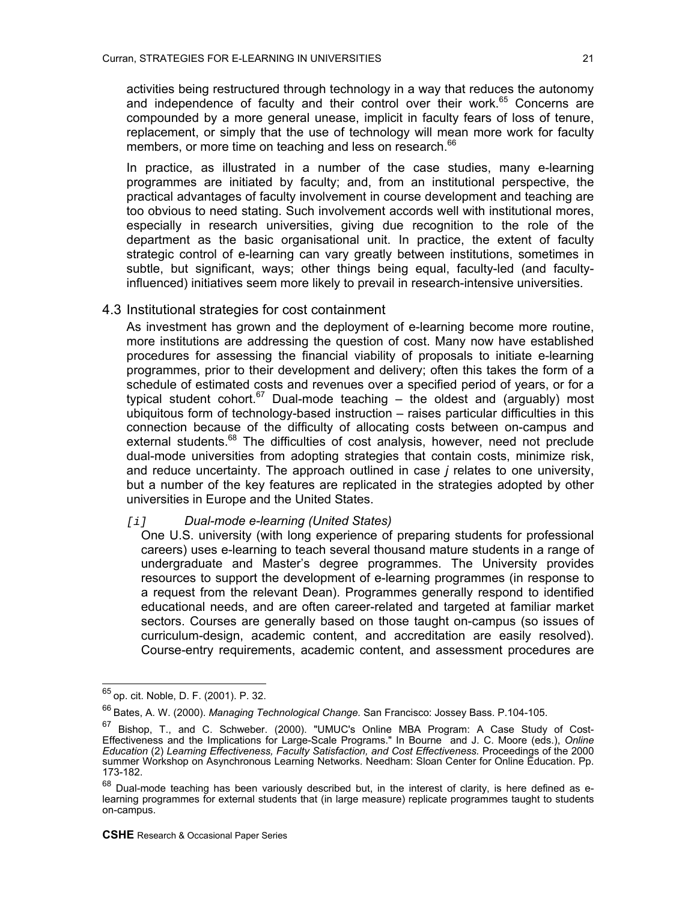activities being restructured through technology in a way that reduces the autonomy and independence of faculty and their control over their work.[65] Concerns are compounded by a more general unease, implicit in faculty fears of loss of tenure, replacement, or simply that the use of technology will mean more work for faculty members, or more time on teaching and less on research.[66]

In practice, as illustrated in a number of the case studies, many e-learning programmes are initiated by faculty; and, from an institutional perspective, the practical advantages of faculty involvement in course development and teaching are too obvious to need stating. Such involvement accords well with institutional mores, especially in research universities, giving due recognition to the role of the department as the basic organisational unit. In practice, the extent of faculty strategic control of e-learning can vary greatly between institutions, sometimes in subtle, but significant, ways; other things being equal, faculty-led (and faculty-influenced) initiatives seem more likely to prevail in research-intensive universities.

## 4.3 Institutional strategies for cost containment

As investment has grown and the deployment of e-learning become more routine, more institutions are addressing the question of cost. Many now have established procedures for assessing the financial viability of proposals to initiate e-learning programmes, prior to their development and delivery; often this takes the form of a schedule of estimated costs and revenues over a specified period of years, or for a typical student cohort.[67] Dual-mode teaching – the oldest and (arguably) most ubiquitous form of technology-based instruction – raises particular difficulties in this connection because of the difficulty of allocating costs between on-campus and external students.[68] The difficulties of cost analysis, however, need not preclude dual-mode universities from adopting strategies that contain costs, minimize risk, and reduce uncertainty. The approach outlined in case *j* relates to one university, but a number of the key features are replicated in the strategies adopted by other universities in Europe and the United States.

*[i]* *Dual-mode e-learning (United States)*

One U.S. university (with long experience of preparing students for professional careers) uses e-learning to teach several thousand mature students in a range of undergraduate and Master's degree programmes. The University provides resources to support the development of e-learning programmes (in response to a request from the relevant Dean). Programmes generally respond to identified educational needs, and are often career-related and targeted at familiar market sectors. Courses are generally based on those taught on-campus (so issues of curriculum-design, academic content, and accreditation are easily resolved). Course-entry requirements, academic content, and assessment procedures are

---

[65] op. cit. Noble, D. F. (2001). P. 32.

[66] Bates, A. W. (2000). *Managing Technological Change.* San Francisco: Jossey Bass. P.104-105.

[67] Bishop, T., and C. Schweber. (2000). "UMUC's Online MBA Program: A Case Study of Cost-Effectiveness and the Implications for Large-Scale Programs." In Bourne and J. C. Moore (eds.), *Online Education* (2) *Learning Effectiveness, Faculty Satisfaction, and Cost Effectiveness.* Proceedings of the 2000 summer Workshop on Asynchronous Learning Networks. Needham: Sloan Center for Online Education. Pp. 173-182.

[68] Dual-mode teaching has been variously described but, in the interest of clarity, is here defined as e-learning programmes for external students that (in large measure) replicate programmes taught to students on-campus.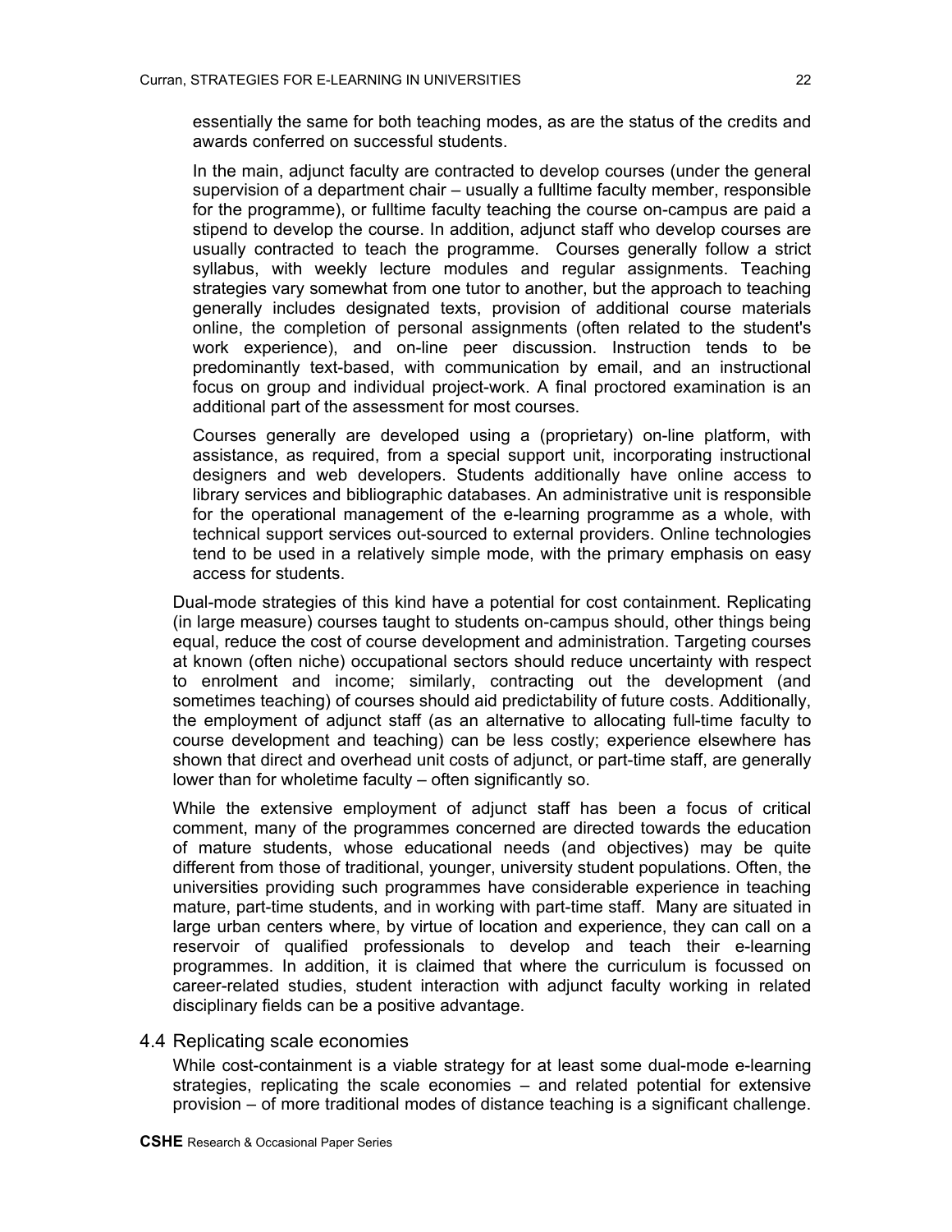essentially the same for both teaching modes, as are the status of the credits and awards conferred on successful students.

In the main, adjunct faculty are contracted to develop courses (under the general supervision of a department chair – usually a fulltime faculty member, responsible for the programme), or fulltime faculty teaching the course on-campus are paid a stipend to develop the course. In addition, adjunct staff who develop courses are usually contracted to teach the programme. Courses generally follow a strict syllabus, with weekly lecture modules and regular assignments. Teaching strategies vary somewhat from one tutor to another, but the approach to teaching generally includes designated texts, provision of additional course materials online, the completion of personal assignments (often related to the student's work experience), and on-line peer discussion. Instruction tends to be predominantly text-based, with communication by email, and an instructional focus on group and individual project-work. A final proctored examination is an additional part of the assessment for most courses.

Courses generally are developed using a (proprietary) on-line platform, with assistance, as required, from a special support unit, incorporating instructional designers and web developers. Students additionally have online access to library services and bibliographic databases. An administrative unit is responsible for the operational management of the e-learning programme as a whole, with technical support services out-sourced to external providers. Online technologies tend to be used in a relatively simple mode, with the primary emphasis on easy access for students.

Dual-mode strategies of this kind have a potential for cost containment. Replicating (in large measure) courses taught to students on-campus should, other things being equal, reduce the cost of course development and administration. Targeting courses at known (often niche) occupational sectors should reduce uncertainty with respect to enrolment and income; similarly, contracting out the development (and sometimes teaching) of courses should aid predictability of future costs. Additionally, the employment of adjunct staff (as an alternative to allocating full-time faculty to course development and teaching) can be less costly; experience elsewhere has shown that direct and overhead unit costs of adjunct, or part-time staff, are generally lower than for wholetime faculty – often significantly so.

While the extensive employment of adjunct staff has been a focus of critical comment, many of the programmes concerned are directed towards the education of mature students, whose educational needs (and objectives) may be quite different from those of traditional, younger, university student populations. Often, the universities providing such programmes have considerable experience in teaching mature, part-time students, and in working with part-time staff. Many are situated in large urban centers where, by virtue of location and experience, they can call on a reservoir of qualified professionals to develop and teach their e-learning programmes. In addition, it is claimed that where the curriculum is focussed on career-related studies, student interaction with adjunct faculty working in related disciplinary fields can be a positive advantage.

### 4.4 Replicating scale economies

While cost-containment is a viable strategy for at least some dual-mode e-learning strategies, replicating the scale economies – and related potential for extensive provision – of more traditional modes of distance teaching is a significant challenge.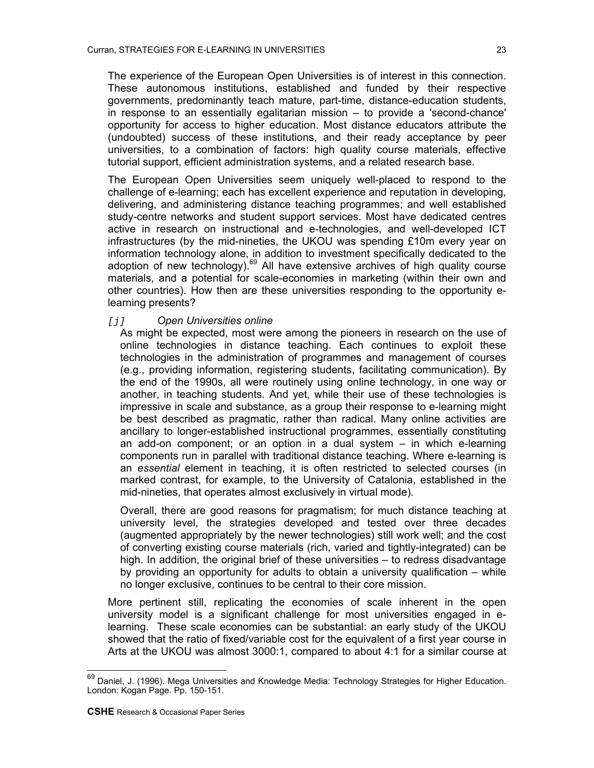The experience of the European Open Universities is of interest in this connection. These autonomous institutions, established and funded by their respective governments, predominantly teach mature, part-time, distance-education students, in response to an essentially egalitarian mission – to provide a 'second-chance' opportunity for access to higher education. Most distance educators attribute the (undoubted) success of these institutions, and their ready acceptance by peer universities, to a combination of factors: high quality course materials, effective tutorial support, efficient administration systems, and a related research base.

The European Open Universities seem uniquely well-placed to respond to the challenge of e-learning; each has excellent experience and reputation in developing, delivering, and administering distance teaching programmes; and well established study-centre networks and student support services. Most have dedicated centres active in research on instructional and e-technologies, and well-developed ICT infrastructures (by the mid-nineties, the UKOU was spending £10m every year on information technology alone, in addition to investment specifically dedicated to the adoption of new technology).[69] All have extensive archives of high quality course materials, and a potential for scale-economies in marketing (within their own and other countries). How then are these universities responding to the opportunity e-learning presents?

*[j]* *Open Universities online*

As might be expected, most were among the pioneers in research on the use of online technologies in distance teaching. Each continues to exploit these technologies in the administration of programmes and management of courses (e.g., providing information, registering students, facilitating communication). By the end of the 1990s, all were routinely using online technology, in one way or another, in teaching students. And yet, while their use of these technologies is impressive in scale and substance, as a group their response to e-learning might be best described as pragmatic, rather than radical. Many online activities are ancillary to longer-established instructional programmes, essentially constituting an add-on component; or an option in a dual system – in which e-learning components run in parallel with traditional distance teaching. Where e-learning is an *essential* element in teaching, it is often restricted to selected courses (in marked contrast, for example, to the University of Catalonia, established in the mid-nineties, that operates almost exclusively in virtual mode).

Overall, there are good reasons for pragmatism; for much distance teaching at university level, the strategies developed and tested over three decades (augmented appropriately by the newer technologies) still work well; and the cost of converting existing course materials (rich, varied and tightly-integrated) can be high. In addition, the original brief of these universities – to redress disadvantage by providing an opportunity for adults to obtain a university qualification – while no longer exclusive, continues to be central to their core mission.

More pertinent still, replicating the economies of scale inherent in the open university model is a significant challenge for most universities engaged in e-learning. These scale economies can be substantial: an early study of the UKOU showed that the ratio of fixed/variable cost for the equivalent of a first year course in Arts at the UKOU was almost 3000:1, compared to about 4:1 for a similar course at

---

[69] Daniel, J. (1996). Mega Universities and Knowledge Media: Technology Strategies for Higher Education. London: Kogan Page. Pp. 150-151.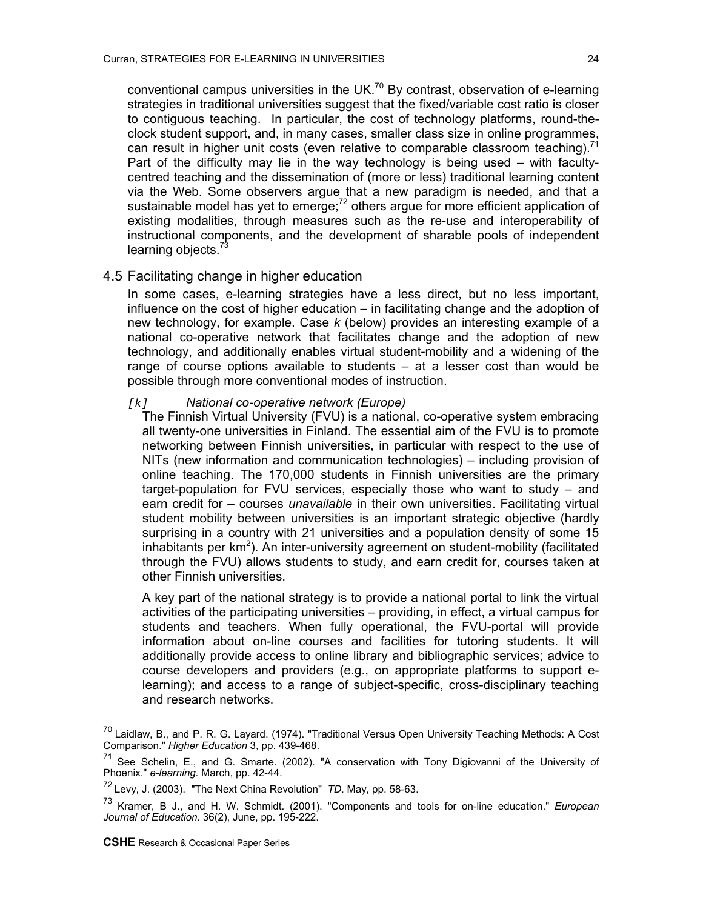conventional campus universities in the UK.[70] By contrast, observation of e-learning strategies in traditional universities suggest that the fixed/variable cost ratio is closer to contiguous teaching. In particular, the cost of technology platforms, round-the-clock student support, and, in many cases, smaller class size in online programmes, can result in higher unit costs (even relative to comparable classroom teaching).[71] Part of the difficulty may lie in the way technology is being used – with faculty-centred teaching and the dissemination of (more or less) traditional learning content via the Web. Some observers argue that a new paradigm is needed, and that a sustainable model has yet to emerge;[72] others argue for more efficient application of existing modalities, through measures such as the re-use and interoperability of instructional components, and the development of sharable pools of independent learning objects.[73]

## 4.5 Facilitating change in higher education

In some cases, e-learning strategies have a less direct, but no less important, influence on the cost of higher education – in facilitating change and the adoption of new technology, for example. Case *k* (below) provides an interesting example of a national co-operative network that facilitates change and the adoption of new technology, and additionally enables virtual student-mobility and a widening of the range of course options available to students – at a lesser cost than would be possible through more conventional modes of instruction.

*[k] National co-operative network (Europe)*

The Finnish Virtual University (FVU) is a national, co-operative system embracing all twenty-one universities in Finland. The essential aim of the FVU is to promote networking between Finnish universities, in particular with respect to the use of NITs (new information and communication technologies) – including provision of online teaching. The 170,000 students in Finnish universities are the primary target-population for FVU services, especially those who want to study – and earn credit for – courses *unavailable* in their own universities. Facilitating virtual student mobility between universities is an important strategic objective (hardly surprising in a country with 21 universities and a population density of some 15 inhabitants per km$^2$). An inter-university agreement on student-mobility (facilitated through the FVU) allows students to study, and earn credit for, courses taken at other Finnish universities.

A key part of the national strategy is to provide a national portal to link the virtual activities of the participating universities – providing, in effect, a virtual campus for students and teachers. When fully operational, the FVU-portal will provide information about on-line courses and facilities for tutoring students. It will additionally provide access to online library and bibliographic services; advice to course developers and providers (e.g., on appropriate platforms to support e-learning); and access to a range of subject-specific, cross-disciplinary teaching and research networks.

---

[70] Laidlaw, B., and P. R. G. Layard. (1974). "Traditional Versus Open University Teaching Methods: A Cost Comparison." *Higher Education* 3, pp. 439-468.

[71] See Schelin, E., and G. Smarte. (2002). "A conservation with Tony Digiovanni of the University of Phoenix." *e-learning*. March, pp. 42-44.

[72] Levy, J. (2003). "The Next China Revolution" *TD*. May, pp. 58-63.

[73] Kramer, B J., and H. W. Schmidt. (2001). "Components and tools for on-line education." *European Journal of Education.* 36(2), June, pp. 195-222.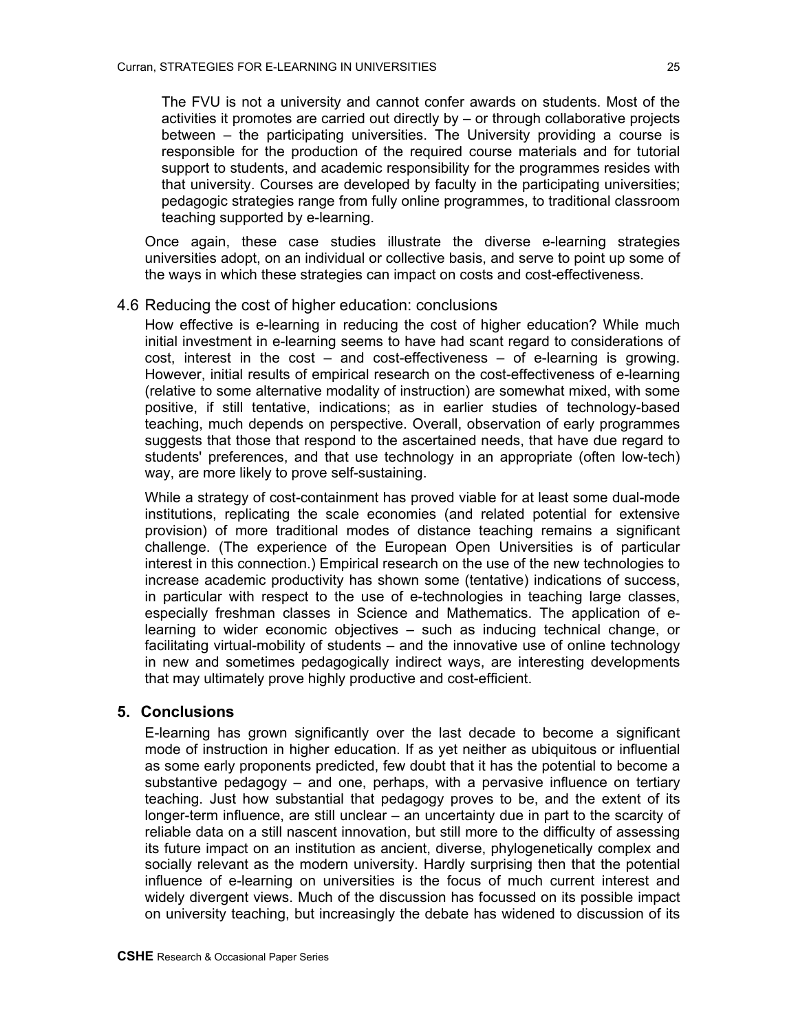The FVU is not a university and cannot confer awards on students. Most of the activities it promotes are carried out directly by – or through collaborative projects between – the participating universities. The University providing a course is responsible for the production of the required course materials and for tutorial support to students, and academic responsibility for the programmes resides with that university. Courses are developed by faculty in the participating universities; pedagogic strategies range from fully online programmes, to traditional classroom teaching supported by e-learning.

Once again, these case studies illustrate the diverse e-learning strategies universities adopt, on an individual or collective basis, and serve to point up some of the ways in which these strategies can impact on costs and cost-effectiveness.

### 4.6 Reducing the cost of higher education: conclusions

How effective is e-learning in reducing the cost of higher education? While much initial investment in e-learning seems to have had scant regard to considerations of cost, interest in the cost – and cost-effectiveness – of e-learning is growing. However, initial results of empirical research on the cost-effectiveness of e-learning (relative to some alternative modality of instruction) are somewhat mixed, with some positive, if still tentative, indications; as in earlier studies of technology-based teaching, much depends on perspective. Overall, observation of early programmes suggests that those that respond to the ascertained needs, that have due regard to students' preferences, and that use technology in an appropriate (often low-tech) way, are more likely to prove self-sustaining.

While a strategy of cost-containment has proved viable for at least some dual-mode institutions, replicating the scale economies (and related potential for extensive provision) of more traditional modes of distance teaching remains a significant challenge. (The experience of the European Open Universities is of particular interest in this connection.) Empirical research on the use of the new technologies to increase academic productivity has shown some (tentative) indications of success, in particular with respect to the use of e-technologies in teaching large classes, especially freshman classes in Science and Mathematics. The application of e-learning to wider economic objectives – such as inducing technical change, or facilitating virtual-mobility of students – and the innovative use of online technology in new and sometimes pedagogically indirect ways, are interesting developments that may ultimately prove highly productive and cost-efficient.

## 5. Conclusions

E-learning has grown significantly over the last decade to become a significant mode of instruction in higher education. If as yet neither as ubiquitous or influential as some early proponents predicted, few doubt that it has the potential to become a substantive pedagogy – and one, perhaps, with a pervasive influence on tertiary teaching. Just how substantial that pedagogy proves to be, and the extent of its longer-term influence, are still unclear – an uncertainty due in part to the scarcity of reliable data on a still nascent innovation, but still more to the difficulty of assessing its future impact on an institution as ancient, diverse, phylogenetically complex and socially relevant as the modern university. Hardly surprising then that the potential influence of e-learning on universities is the focus of much current interest and widely divergent views. Much of the discussion has focussed on its possible impact on university teaching, but increasingly the debate has widened to discussion of its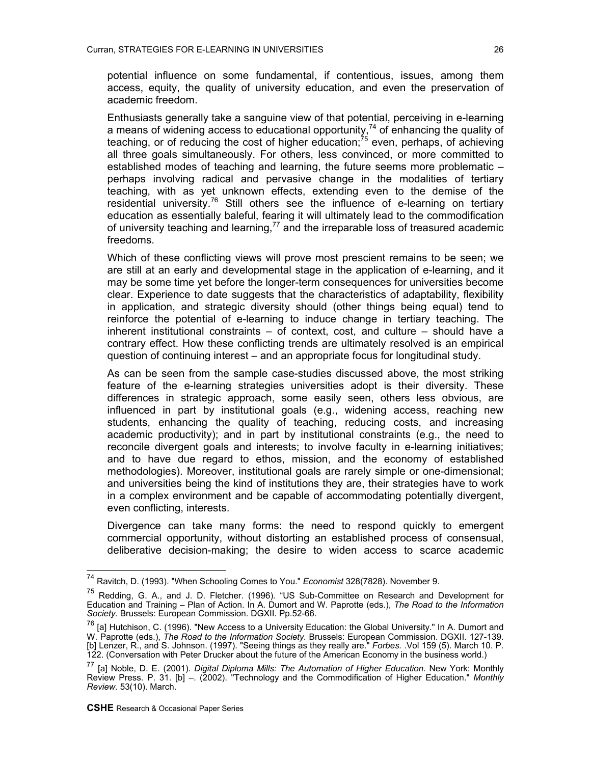potential influence on some fundamental, if contentious, issues, among them access, equity, the quality of university education, and even the preservation of academic freedom.

Enthusiasts generally take a sanguine view of that potential, perceiving in e-learning a means of widening access to educational opportunity,[74] of enhancing the quality of teaching, or of reducing the cost of higher education;[75] even, perhaps, of achieving all three goals simultaneously. For others, less convinced, or more committed to established modes of teaching and learning, the future seems more problematic – perhaps involving radical and pervasive change in the modalities of tertiary teaching, with as yet unknown effects, extending even to the demise of the residential university.[76] Still others see the influence of e-learning on tertiary education as essentially baleful, fearing it will ultimately lead to the commodification of university teaching and learning,[77] and the irreparable loss of treasured academic freedoms.

Which of these conflicting views will prove most prescient remains to be seen; we are still at an early and developmental stage in the application of e-learning, and it may be some time yet before the longer-term consequences for universities become clear. Experience to date suggests that the characteristics of adaptability, flexibility in application, and strategic diversity should (other things being equal) tend to reinforce the potential of e-learning to induce change in tertiary teaching. The inherent institutional constraints – of context, cost, and culture – should have a contrary effect. How these conflicting trends are ultimately resolved is an empirical question of continuing interest – and an appropriate focus for longitudinal study.

As can be seen from the sample case-studies discussed above, the most striking feature of the e-learning strategies universities adopt is their diversity. These differences in strategic approach, some easily seen, others less obvious, are influenced in part by institutional goals (e.g., widening access, reaching new students, enhancing the quality of teaching, reducing costs, and increasing academic productivity); and in part by institutional constraints (e.g., the need to reconcile divergent goals and interests; to involve faculty in e-learning initiatives; and to have due regard to ethos, mission, and the economy of established methodologies). Moreover, institutional goals are rarely simple or one-dimensional; and universities being the kind of institutions they are, their strategies have to work in a complex environment and be capable of accommodating potentially divergent, even conflicting, interests.

Divergence can take many forms: the need to respond quickly to emergent commercial opportunity, without distorting an established process of consensual, deliberative decision-making; the desire to widen access to scarce academic

---

[74] Ravitch, D. (1993). "When Schooling Comes to You." *Economist* 328(7828). November 9.

[75] Redding, G. A., and J. D. Fletcher. (1996). "US Sub-Committee on Research and Development for Education and Training – Plan of Action. In A. Dumort and W. Paprotte (eds.), *The Road to the Information Society.* Brussels: European Commission. DGXII. Pp.52-66.

[76] [a] Hutchison, C. (1996). "New Access to a University Education: the Global University." In A. Dumort and W. Paprotte (eds.), *The Road to the Information Society.* Brussels: European Commission. DGXII. 127-139. [b] Lenzer, R., and S. Johnson. (1997). "Seeing things as they really are." *Forbes.* .Vol 159 (5). March 10. P. 122. (Conversation with Peter Drucker about the future of the American Economy in the business world.)

[77] [a] Noble, D. E. (2001). *Digital Diploma Mills: The Automation of Higher Education*. New York: Monthly Review Press. P. 31. [b] –. (2002). "Technology and the Commodification of Higher Education." *Monthly Review*. 53(10). March.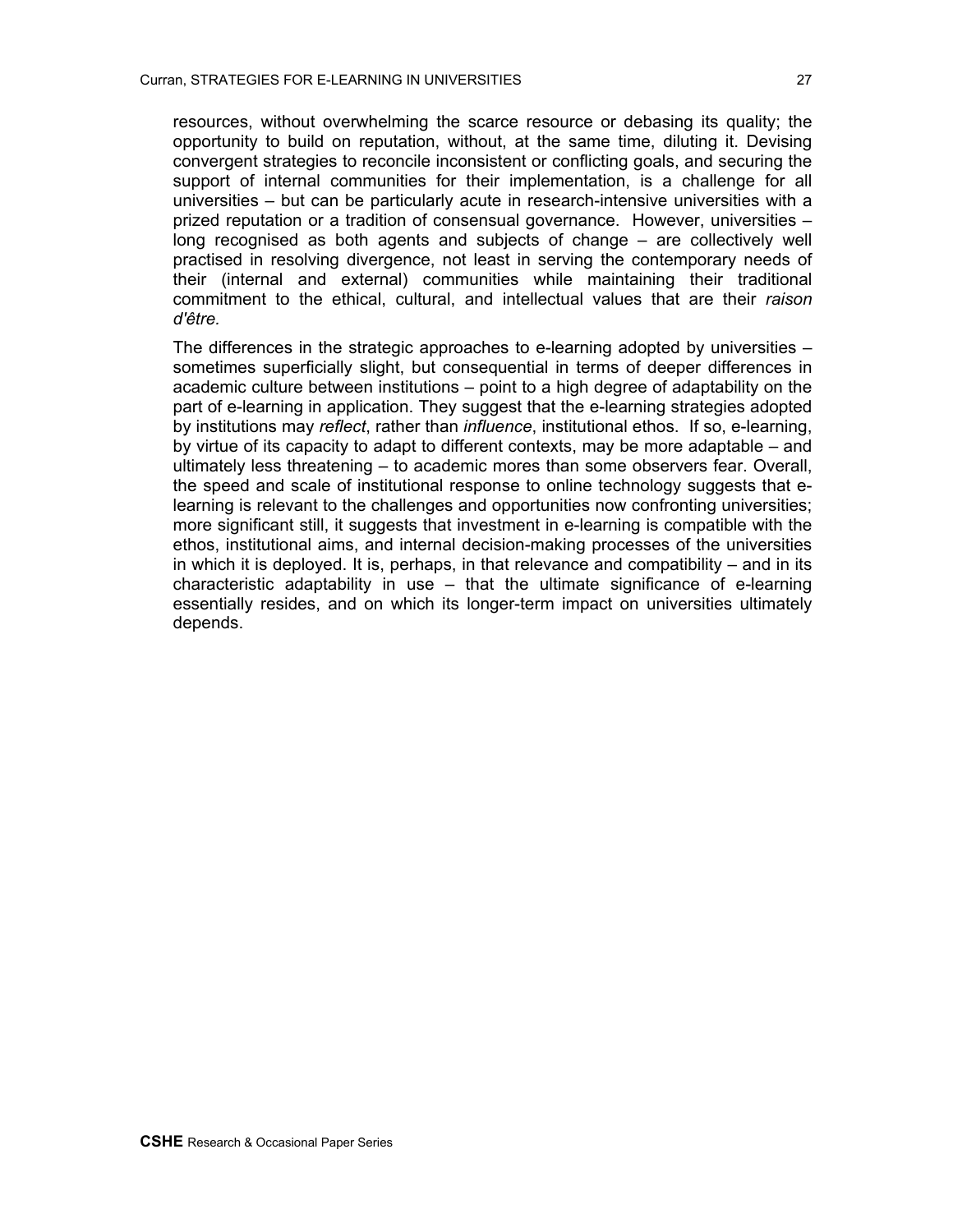resources, without overwhelming the scarce resource or debasing its quality; the opportunity to build on reputation, without, at the same time, diluting it. Devising convergent strategies to reconcile inconsistent or conflicting goals, and securing the support of internal communities for their implementation, is a challenge for all universities – but can be particularly acute in research-intensive universities with a prized reputation or a tradition of consensual governance. However, universities – long recognised as both agents and subjects of change – are collectively well practised in resolving divergence, not least in serving the contemporary needs of their (internal and external) communities while maintaining their traditional commitment to the ethical, cultural, and intellectual values that are their *raison d'être.*

The differences in the strategic approaches to e-learning adopted by universities – sometimes superficially slight, but consequential in terms of deeper differences in academic culture between institutions – point to a high degree of adaptability on the part of e-learning in application. They suggest that the e-learning strategies adopted by institutions may *reflect*, rather than *influence*, institutional ethos. If so, e-learning, by virtue of its capacity to adapt to different contexts, may be more adaptable – and ultimately less threatening – to academic mores than some observers fear. Overall, the speed and scale of institutional response to online technology suggests that e-learning is relevant to the challenges and opportunities now confronting universities; more significant still, it suggests that investment in e-learning is compatible with the ethos, institutional aims, and internal decision-making processes of the universities in which it is deployed. It is, perhaps, in that relevance and compatibility – and in its characteristic adaptability in use – that the ultimate significance of e-learning essentially resides, and on which its longer-term impact on universities ultimately depends.